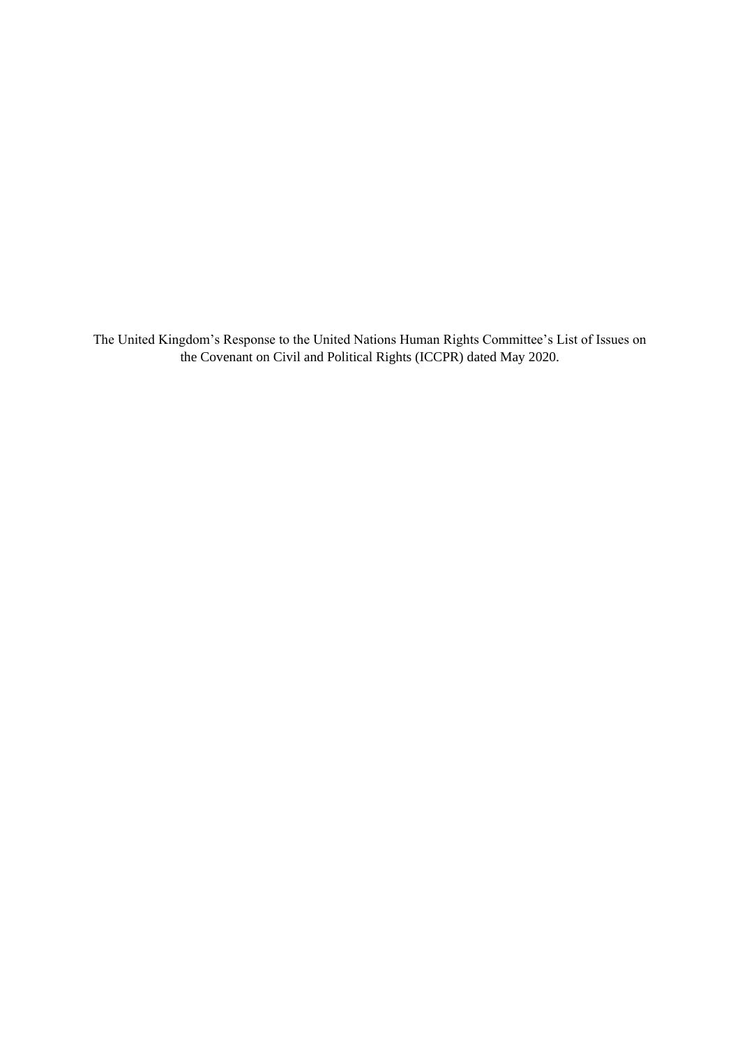The United Kingdom’s Response to the United Nations Human Rights Committee’s List of Issues on the Covenant on Civil and Political Rights (ICCPR) dated May 2020.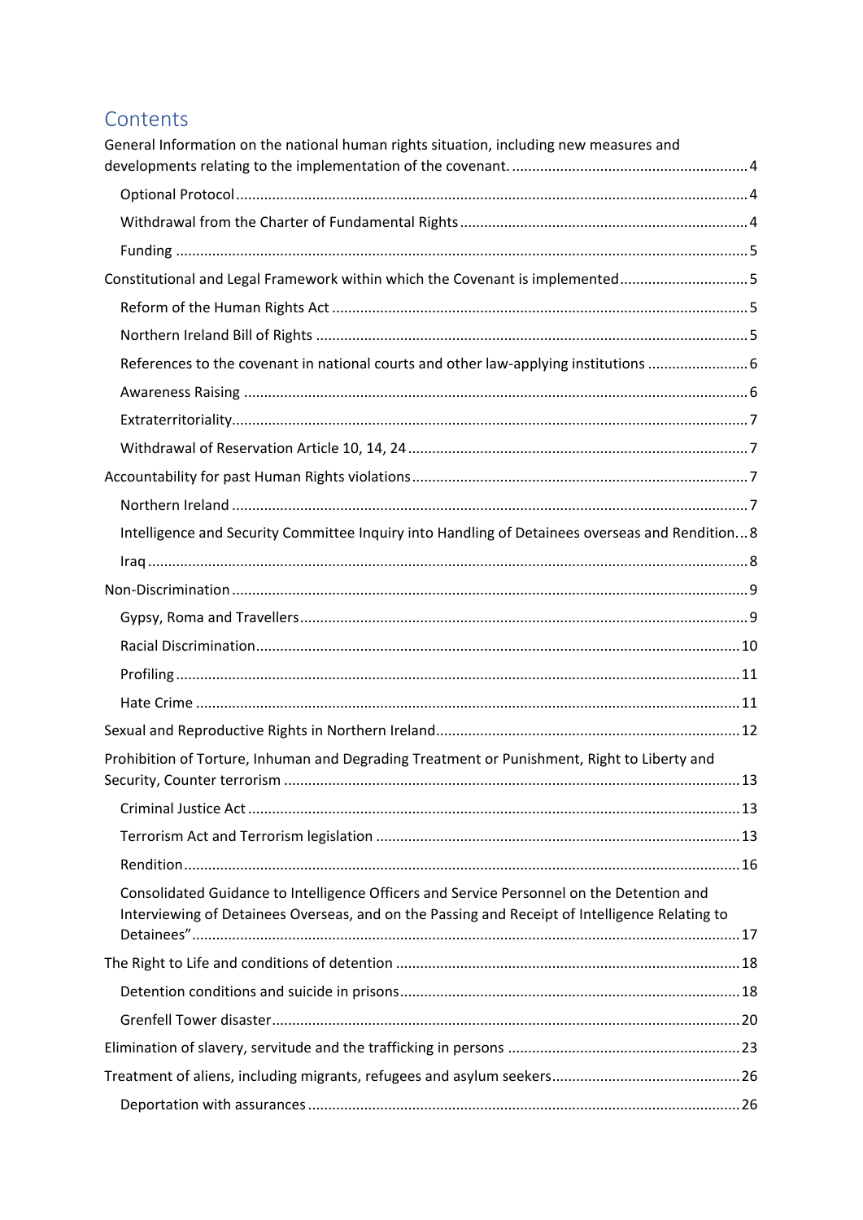## Contents

General Information on the national human rights situation, including new measures and developments relating to the implementation of the covenant. .......... 4

- Optional Protocol .......... 4
- Withdrawal from the Charter of Fundamental Rights .......... 4
- Funding .......... 5

Constitutional and Legal Framework within which the Covenant is implemented .......... 5

- Reform of the Human Rights Act .......... 5
- Northern Ireland Bill of Rights .......... 5
- References to the covenant in national courts and other law-applying institutions .......... 6
- Awareness Raising .......... 6
- Extraterritoriality .......... 7
- Withdrawal of Reservation Article 10, 14, 24 .......... 7

Accountability for past Human Rights violations .......... 7

- Northern Ireland .......... 7
- Intelligence and Security Committee Inquiry into Handling of Detainees overseas and Rendition .......... 8
- Iraq .......... 8

Non-Discrimination .......... 9

- Gypsy, Roma and Travellers .......... 9
- Racial Discrimination .......... 10
- Profiling .......... 11
- Hate Crime .......... 11

Sexual and Reproductive Rights in Northern Ireland .......... 12

Prohibition of Torture, Inhuman and Degrading Treatment or Punishment, Right to Liberty and Security, Counter terrorism .......... 13

- Criminal Justice Act .......... 13
- Terrorism Act and Terrorism legislation .......... 13
- Rendition .......... 16
- Consolidated Guidance to Intelligence Officers and Service Personnel on the Detention and Interviewing of Detainees Overseas, and on the Passing and Receipt of Intelligence Relating to Detainees" .......... 17

The Right to Life and conditions of detention .......... 18

- Detention conditions and suicide in prisons .......... 18
- Grenfell Tower disaster .......... 20

Elimination of slavery, servitude and the trafficking in persons .......... 23

Treatment of aliens, including migrants, refugees and asylum seekers .......... 26

- Deportation with assurances .......... 26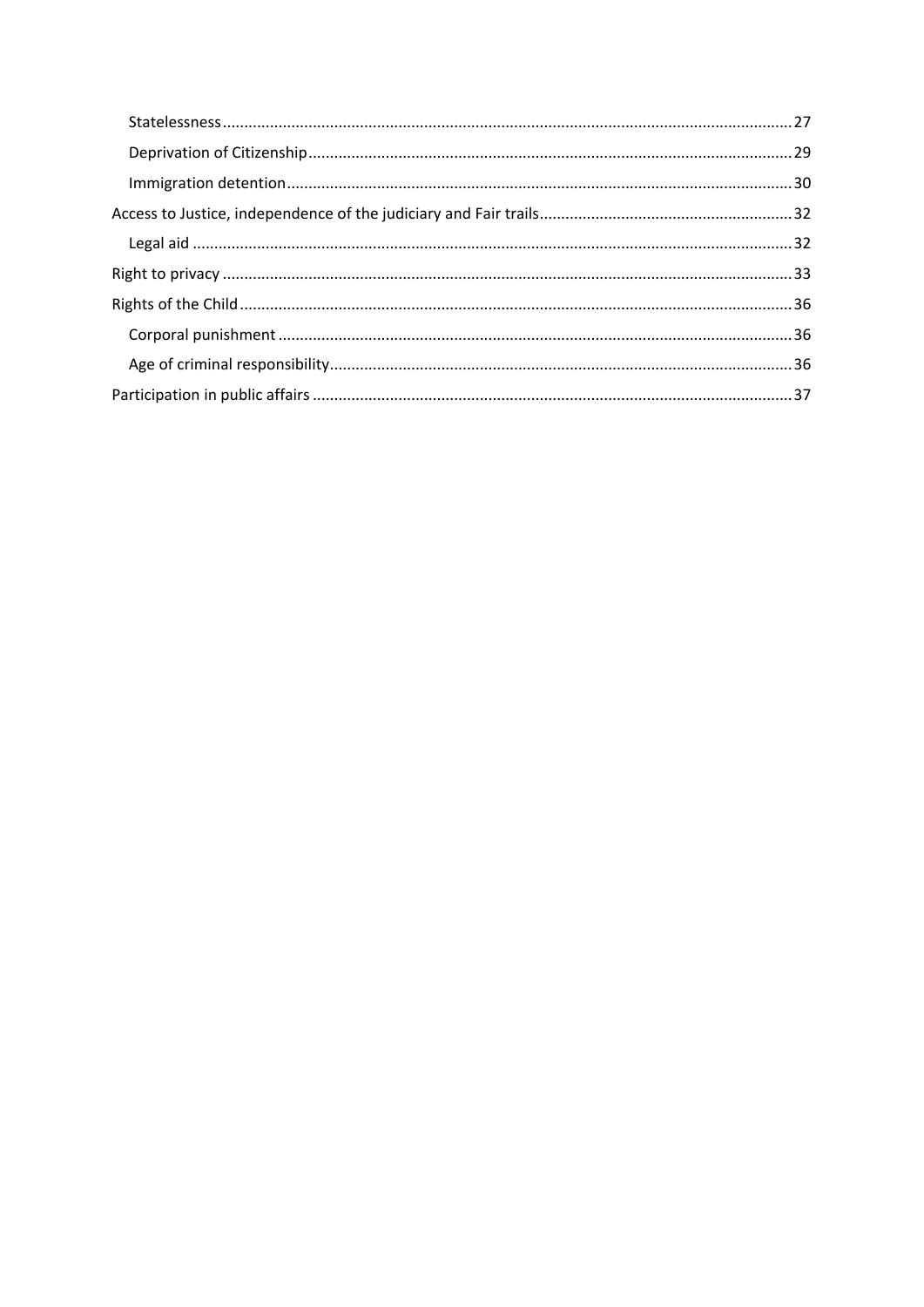- Statelessness ........ 27
- Deprivation of Citizenship ........ 29
- Immigration detention ........ 30

Access to Justice, independence of the judiciary and Fair trails ........ 32

- Legal aid ........ 32

Right to privacy ........ 33

Rights of the Child ........ 36

- Corporal punishment ........ 36
- Age of criminal responsibility ........ 36

Participation in public affairs ........ 37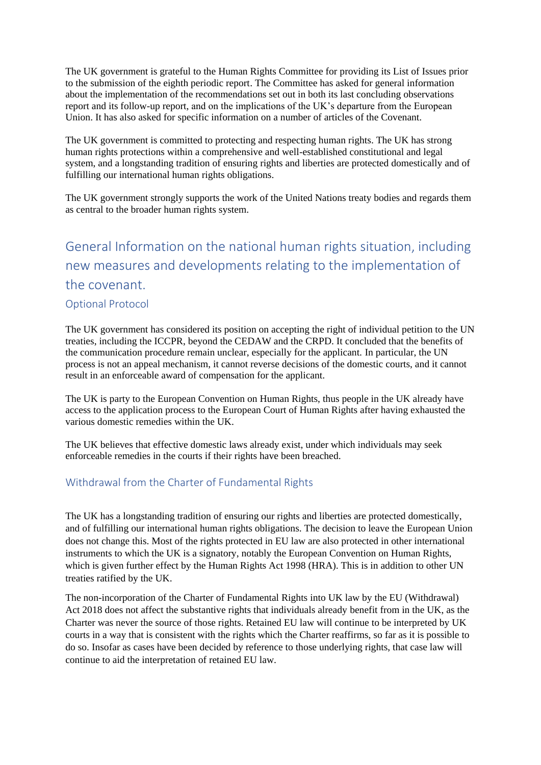The UK government is grateful to the Human Rights Committee for providing its List of Issues prior to the submission of the eighth periodic report. The Committee has asked for general information about the implementation of the recommendations set out in both its last concluding observations report and its follow-up report, and on the implications of the UK's departure from the European Union. It has also asked for specific information on a number of articles of the Covenant.

The UK government is committed to protecting and respecting human rights. The UK has strong human rights protections within a comprehensive and well-established constitutional and legal system, and a longstanding tradition of ensuring rights and liberties are protected domestically and of fulfilling our international human rights obligations.

The UK government strongly supports the work of the United Nations treaty bodies and regards them as central to the broader human rights system.

# General Information on the national human rights situation, including new measures and developments relating to the implementation of the covenant.

## Optional Protocol

The UK government has considered its position on accepting the right of individual petition to the UN treaties, including the ICCPR, beyond the CEDAW and the CRPD. It concluded that the benefits of the communication procedure remain unclear, especially for the applicant. In particular, the UN process is not an appeal mechanism, it cannot reverse decisions of the domestic courts, and it cannot result in an enforceable award of compensation for the applicant.

The UK is party to the European Convention on Human Rights, thus people in the UK already have access to the application process to the European Court of Human Rights after having exhausted the various domestic remedies within the UK.

The UK believes that effective domestic laws already exist, under which individuals may seek enforceable remedies in the courts if their rights have been breached.

## Withdrawal from the Charter of Fundamental Rights

The UK has a longstanding tradition of ensuring our rights and liberties are protected domestically, and of fulfilling our international human rights obligations. The decision to leave the European Union does not change this. Most of the rights protected in EU law are also protected in other international instruments to which the UK is a signatory, notably the European Convention on Human Rights, which is given further effect by the Human Rights Act 1998 (HRA). This is in addition to other UN treaties ratified by the UK.

The non-incorporation of the Charter of Fundamental Rights into UK law by the EU (Withdrawal) Act 2018 does not affect the substantive rights that individuals already benefit from in the UK, as the Charter was never the source of those rights. Retained EU law will continue to be interpreted by UK courts in a way that is consistent with the rights which the Charter reaffirms, so far as it is possible to do so. Insofar as cases have been decided by reference to those underlying rights, that case law will continue to aid the interpretation of retained EU law.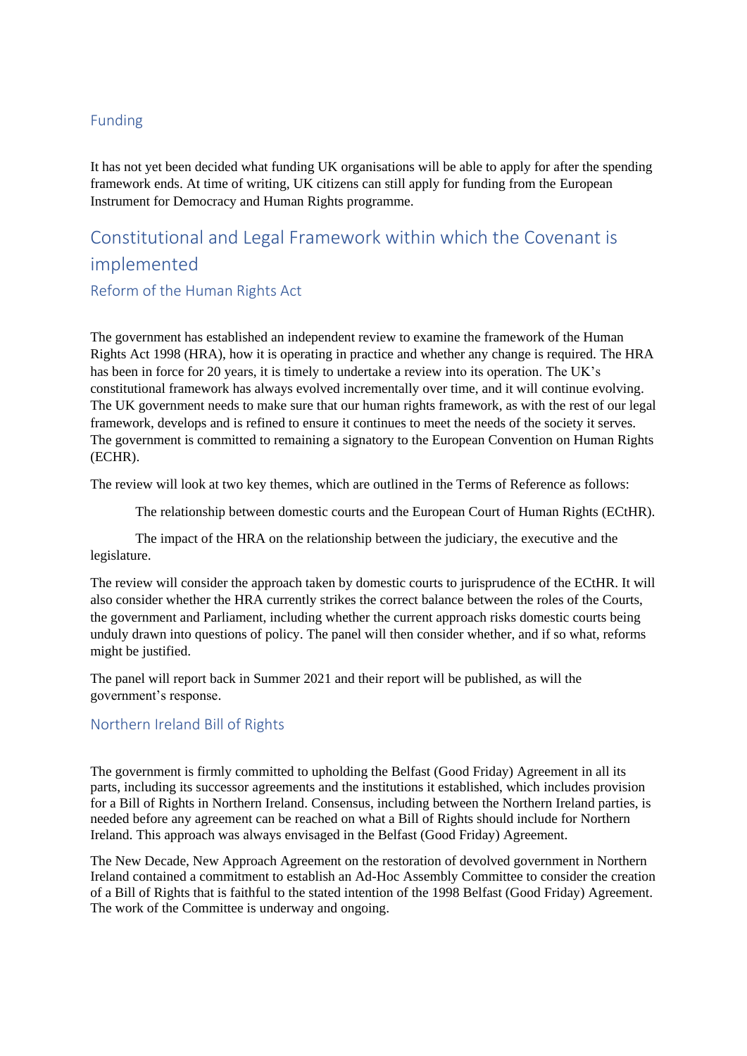### Funding

It has not yet been decided what funding UK organisations will be able to apply for after the spending framework ends. At time of writing, UK citizens can still apply for funding from the European Instrument for Democracy and Human Rights programme.

## Constitutional and Legal Framework within which the Covenant is implemented

### Reform of the Human Rights Act

The government has established an independent review to examine the framework of the Human Rights Act 1998 (HRA), how it is operating in practice and whether any change is required. The HRA has been in force for 20 years, it is timely to undertake a review into its operation. The UK's constitutional framework has always evolved incrementally over time, and it will continue evolving. The UK government needs to make sure that our human rights framework, as with the rest of our legal framework, develops and is refined to ensure it continues to meet the needs of the society it serves. The government is committed to remaining a signatory to the European Convention on Human Rights (ECHR).

The review will look at two key themes, which are outlined in the Terms of Reference as follows:

The relationship between domestic courts and the European Court of Human Rights (ECtHR).

The impact of the HRA on the relationship between the judiciary, the executive and the legislature.

The review will consider the approach taken by domestic courts to jurisprudence of the ECtHR. It will also consider whether the HRA currently strikes the correct balance between the roles of the Courts, the government and Parliament, including whether the current approach risks domestic courts being unduly drawn into questions of policy. The panel will then consider whether, and if so what, reforms might be justified.

The panel will report back in Summer 2021 and their report will be published, as will the government's response.

### Northern Ireland Bill of Rights

The government is firmly committed to upholding the Belfast (Good Friday) Agreement in all its parts, including its successor agreements and the institutions it established, which includes provision for a Bill of Rights in Northern Ireland. Consensus, including between the Northern Ireland parties, is needed before any agreement can be reached on what a Bill of Rights should include for Northern Ireland. This approach was always envisaged in the Belfast (Good Friday) Agreement.

The New Decade, New Approach Agreement on the restoration of devolved government in Northern Ireland contained a commitment to establish an Ad-Hoc Assembly Committee to consider the creation of a Bill of Rights that is faithful to the stated intention of the 1998 Belfast (Good Friday) Agreement. The work of the Committee is underway and ongoing.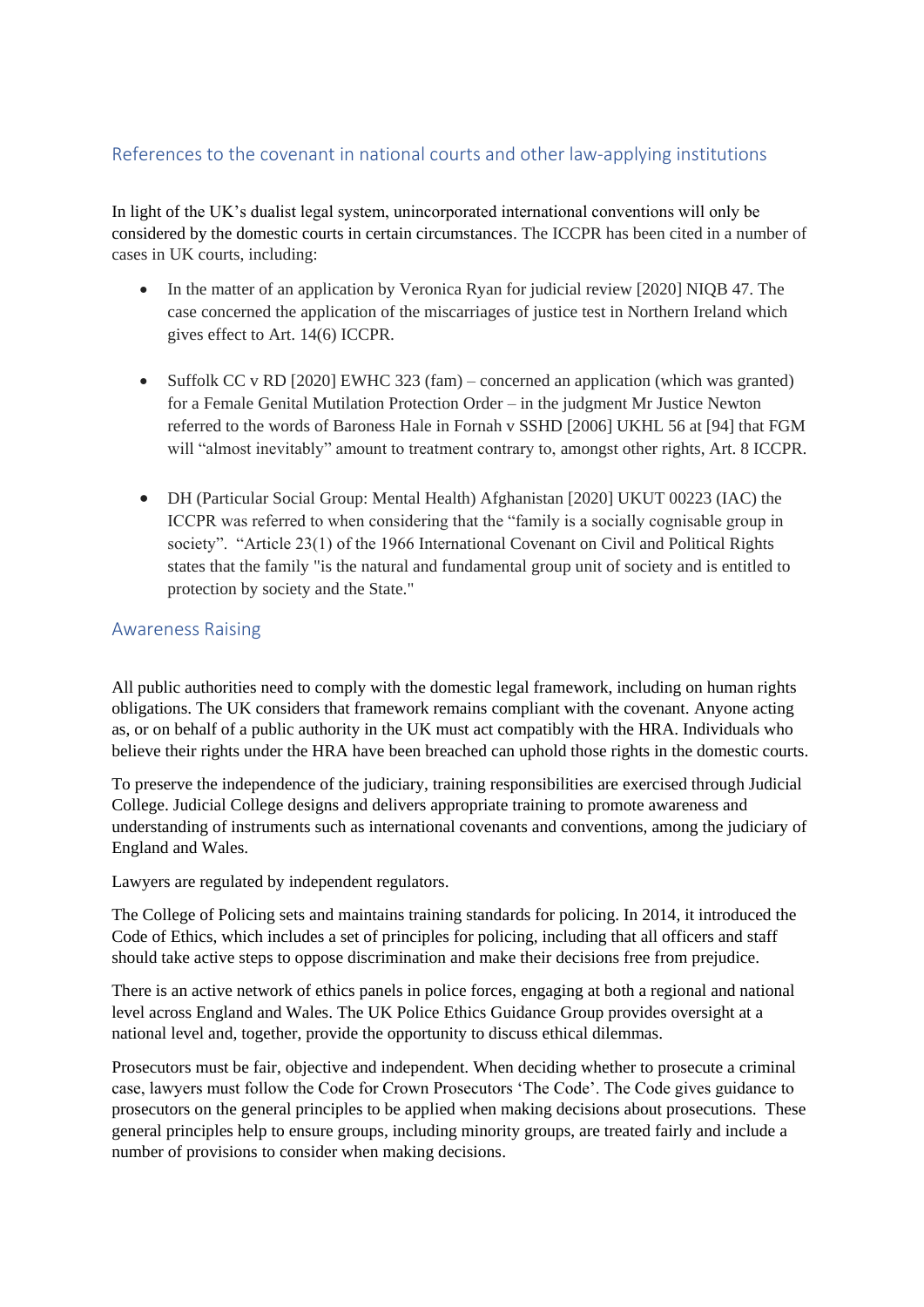## References to the covenant in national courts and other law-applying institutions

In light of the UK's dualist legal system, unincorporated international conventions will only be considered by the domestic courts in certain circumstances. The ICCPR has been cited in a number of cases in UK courts, including:

- In the matter of an application by Veronica Ryan for judicial review [2020] NIQB 47. The case concerned the application of the miscarriages of justice test in Northern Ireland which gives effect to Art. 14(6) ICCPR.

- Suffolk CC v RD [2020] EWHC 323 (fam) – concerned an application (which was granted) for a Female Genital Mutilation Protection Order – in the judgment Mr Justice Newton referred to the words of Baroness Hale in Fornah v SSHD [2006] UKHL 56 at [94] that FGM will "almost inevitably" amount to treatment contrary to, amongst other rights, Art. 8 ICCPR.

- DH (Particular Social Group: Mental Health) Afghanistan [2020] UKUT 00223 (IAC) the ICCPR was referred to when considering that the "family is a socially cognisable group in society". "Article 23(1) of the 1966 International Covenant on Civil and Political Rights states that the family "is the natural and fundamental group unit of society and is entitled to protection by society and the State."

## Awareness Raising

All public authorities need to comply with the domestic legal framework, including on human rights obligations. The UK considers that framework remains compliant with the covenant. Anyone acting as, or on behalf of a public authority in the UK must act compatibly with the HRA. Individuals who believe their rights under the HRA have been breached can uphold those rights in the domestic courts.

To preserve the independence of the judiciary, training responsibilities are exercised through Judicial College. Judicial College designs and delivers appropriate training to promote awareness and understanding of instruments such as international covenants and conventions, among the judiciary of England and Wales.

Lawyers are regulated by independent regulators.

The College of Policing sets and maintains training standards for policing. In 2014, it introduced the Code of Ethics, which includes a set of principles for policing, including that all officers and staff should take active steps to oppose discrimination and make their decisions free from prejudice.

There is an active network of ethics panels in police forces, engaging at both a regional and national level across England and Wales. The UK Police Ethics Guidance Group provides oversight at a national level and, together, provide the opportunity to discuss ethical dilemmas.

Prosecutors must be fair, objective and independent. When deciding whether to prosecute a criminal case, lawyers must follow the Code for Crown Prosecutors 'The Code'. The Code gives guidance to prosecutors on the general principles to be applied when making decisions about prosecutions. These general principles help to ensure groups, including minority groups, are treated fairly and include a number of provisions to consider when making decisions.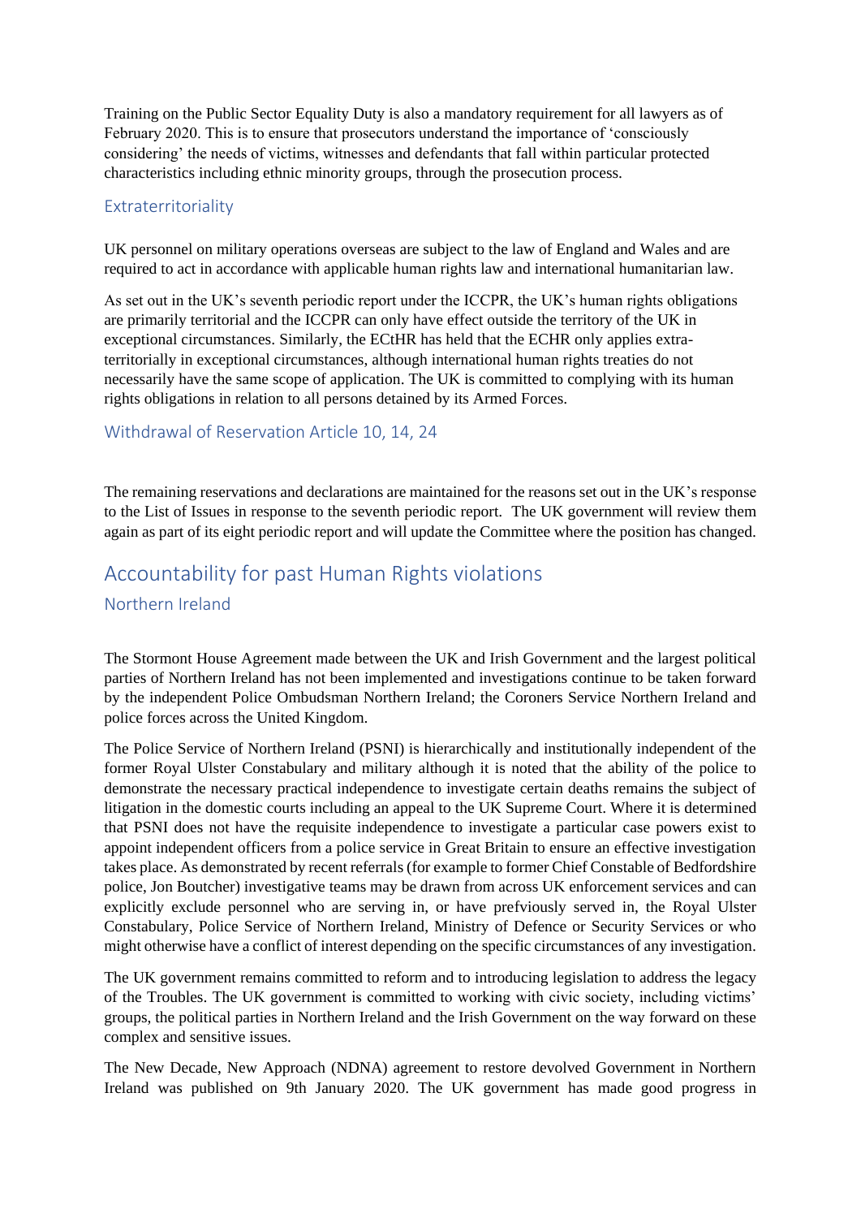Training on the Public Sector Equality Duty is also a mandatory requirement for all lawyers as of February 2020. This is to ensure that prosecutors understand the importance of 'consciously considering' the needs of victims, witnesses and defendants that fall within particular protected characteristics including ethnic minority groups, through the prosecution process.

### Extraterritoriality

UK personnel on military operations overseas are subject to the law of England and Wales and are required to act in accordance with applicable human rights law and international humanitarian law.

As set out in the UK's seventh periodic report under the ICCPR, the UK's human rights obligations are primarily territorial and the ICCPR can only have effect outside the territory of the UK in exceptional circumstances. Similarly, the ECtHR has held that the ECHR only applies extra-territorially in exceptional circumstances, although international human rights treaties do not necessarily have the same scope of application. The UK is committed to complying with its human rights obligations in relation to all persons detained by its Armed Forces.

### Withdrawal of Reservation Article 10, 14, 24

The remaining reservations and declarations are maintained for the reasons set out in the UK's response to the List of Issues in response to the seventh periodic report. The UK government will review them again as part of its eight periodic report and will update the Committee where the position has changed.

## Accountability for past Human Rights violations

### Northern Ireland

The Stormont House Agreement made between the UK and Irish Government and the largest political parties of Northern Ireland has not been implemented and investigations continue to be taken forward by the independent Police Ombudsman Northern Ireland; the Coroners Service Northern Ireland and police forces across the United Kingdom.

The Police Service of Northern Ireland (PSNI) is hierarchically and institutionally independent of the former Royal Ulster Constabulary and military although it is noted that the ability of the police to demonstrate the necessary practical independence to investigate certain deaths remains the subject of litigation in the domestic courts including an appeal to the UK Supreme Court. Where it is determined that PSNI does not have the requisite independence to investigate a particular case powers exist to appoint independent officers from a police service in Great Britain to ensure an effective investigation takes place. As demonstrated by recent referrals (for example to former Chief Constable of Bedfordshire police, Jon Boutcher) investigative teams may be drawn from across UK enforcement services and can explicitly exclude personnel who are serving in, or have prefviously served in, the Royal Ulster Constabulary, Police Service of Northern Ireland, Ministry of Defence or Security Services or who might otherwise have a conflict of interest depending on the specific circumstances of any investigation.

The UK government remains committed to reform and to introducing legislation to address the legacy of the Troubles. The UK government is committed to working with civic society, including victims' groups, the political parties in Northern Ireland and the Irish Government on the way forward on these complex and sensitive issues.

The New Decade, New Approach (NDNA) agreement to restore devolved Government in Northern Ireland was published on 9th January 2020. The UK government has made good progress in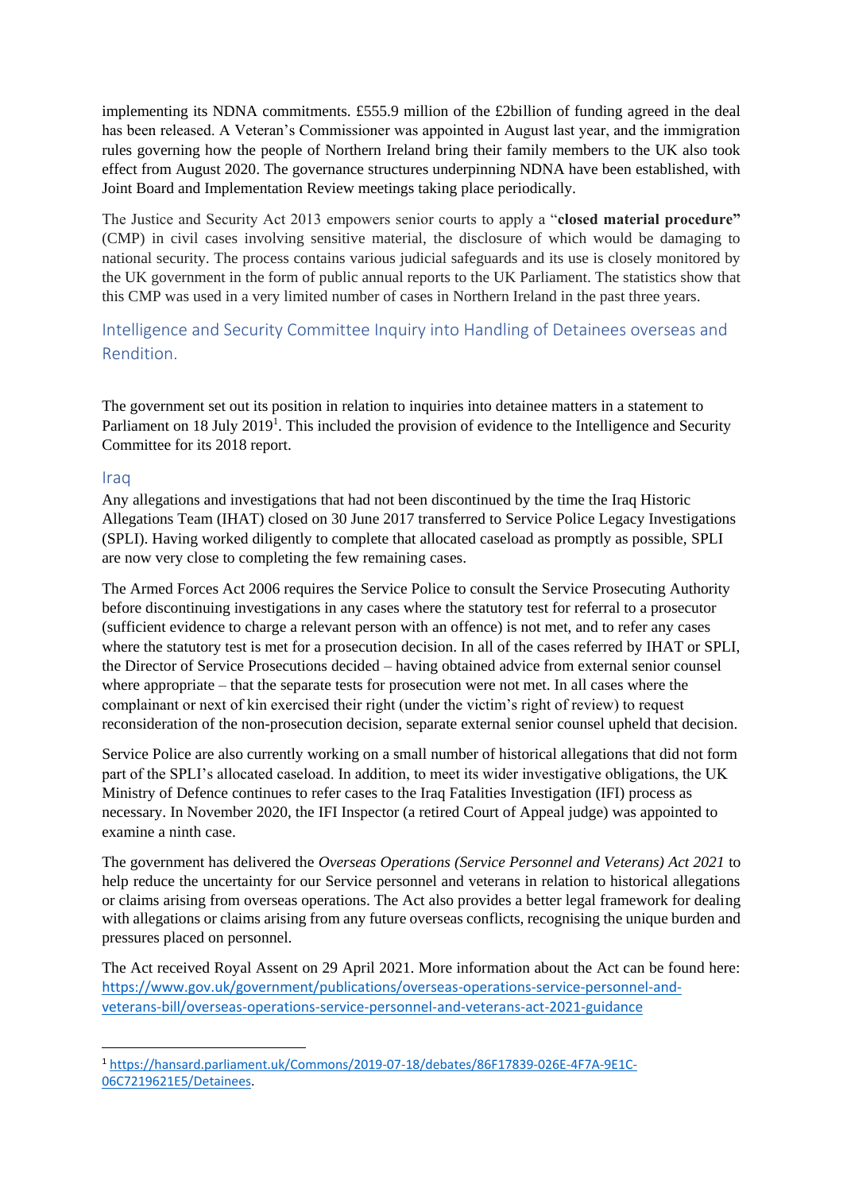implementing its NDNA commitments. £555.9 million of the £2billion of funding agreed in the deal has been released. A Veteran's Commissioner was appointed in August last year, and the immigration rules governing how the people of Northern Ireland bring their family members to the UK also took effect from August 2020. The governance structures underpinning NDNA have been established, with Joint Board and Implementation Review meetings taking place periodically.

The Justice and Security Act 2013 empowers senior courts to apply a "**closed material procedure"** (CMP) in civil cases involving sensitive material, the disclosure of which would be damaging to national security. The process contains various judicial safeguards and its use is closely monitored by the UK government in the form of public annual reports to the UK Parliament. The statistics show that this CMP was used in a very limited number of cases in Northern Ireland in the past three years.

## Intelligence and Security Committee Inquiry into Handling of Detainees overseas and Rendition.

The government set out its position in relation to inquiries into detainee matters in a statement to Parliament on 18 July 2019[1]. This included the provision of evidence to the Intelligence and Security Committee for its 2018 report.

### Iraq

Any allegations and investigations that had not been discontinued by the time the Iraq Historic Allegations Team (IHAT) closed on 30 June 2017 transferred to Service Police Legacy Investigations (SPLI). Having worked diligently to complete that allocated caseload as promptly as possible, SPLI are now very close to completing the few remaining cases.

The Armed Forces Act 2006 requires the Service Police to consult the Service Prosecuting Authority before discontinuing investigations in any cases where the statutory test for referral to a prosecutor (sufficient evidence to charge a relevant person with an offence) is not met, and to refer any cases where the statutory test is met for a prosecution decision. In all of the cases referred by IHAT or SPLI, the Director of Service Prosecutions decided – having obtained advice from external senior counsel where appropriate – that the separate tests for prosecution were not met. In all cases where the complainant or next of kin exercised their right (under the victim's right of review) to request reconsideration of the non-prosecution decision, separate external senior counsel upheld that decision.

Service Police are also currently working on a small number of historical allegations that did not form part of the SPLI's allocated caseload. In addition, to meet its wider investigative obligations, the UK Ministry of Defence continues to refer cases to the Iraq Fatalities Investigation (IFI) process as necessary. In November 2020, the IFI Inspector (a retired Court of Appeal judge) was appointed to examine a ninth case.

The government has delivered the *Overseas Operations (Service Personnel and Veterans) Act 2021* to help reduce the uncertainty for our Service personnel and veterans in relation to historical allegations or claims arising from overseas operations. The Act also provides a better legal framework for dealing with allegations or claims arising from any future overseas conflicts, recognising the unique burden and pressures placed on personnel.

The Act received Royal Assent on 29 April 2021. More information about the Act can be found here: https://www.gov.uk/government/publications/overseas-operations-service-personnel-and-veterans-bill/overseas-operations-service-personnel-and-veterans-act-2021-guidance

---

[1] https://hansard.parliament.uk/Commons/2019-07-18/debates/86F17839-026E-4F7A-9E1C-06C7219621E5/Detainees.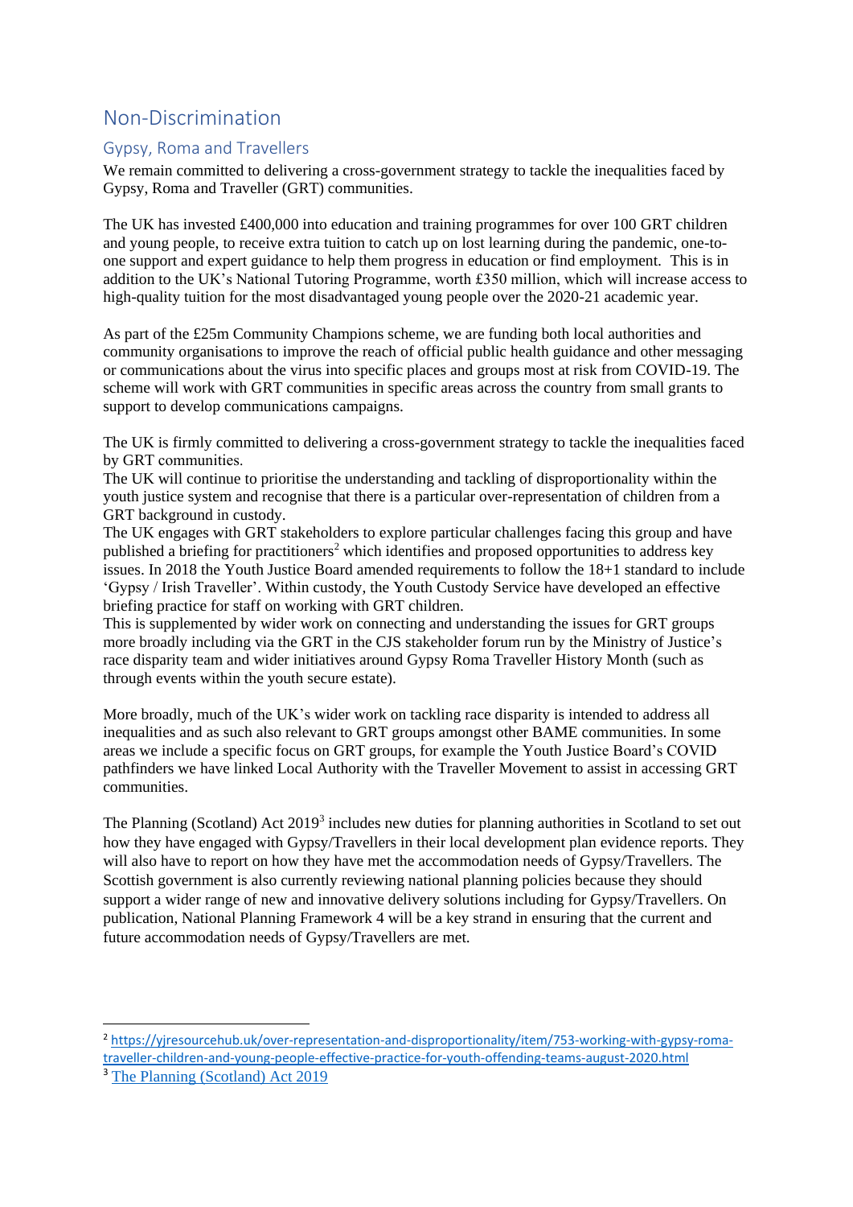## Non-Discrimination

### Gypsy, Roma and Travellers

We remain committed to delivering a cross-government strategy to tackle the inequalities faced by Gypsy, Roma and Traveller (GRT) communities.

The UK has invested £400,000 into education and training programmes for over 100 GRT children and young people, to receive extra tuition to catch up on lost learning during the pandemic, one-to-one support and expert guidance to help them progress in education or find employment. This is in addition to the UK's National Tutoring Programme, worth £350 million, which will increase access to high-quality tuition for the most disadvantaged young people over the 2020-21 academic year.

As part of the £25m Community Champions scheme, we are funding both local authorities and community organisations to improve the reach of official public health guidance and other messaging or communications about the virus into specific places and groups most at risk from COVID-19. The scheme will work with GRT communities in specific areas across the country from small grants to support to develop communications campaigns.

The UK is firmly committed to delivering a cross-government strategy to tackle the inequalities faced by GRT communities.
The UK will continue to prioritise the understanding and tackling of disproportionality within the youth justice system and recognise that there is a particular over-representation of children from a GRT background in custody.
The UK engages with GRT stakeholders to explore particular challenges facing this group and have published a briefing for practitioners[2] which identifies and proposed opportunities to address key issues. In 2018 the Youth Justice Board amended requirements to follow the 18+1 standard to include 'Gypsy / Irish Traveller'. Within custody, the Youth Custody Service have developed an effective briefing practice for staff on working with GRT children.
This is supplemented by wider work on connecting and understanding the issues for GRT groups more broadly including via the GRT in the CJS stakeholder forum run by the Ministry of Justice's race disparity team and wider initiatives around Gypsy Roma Traveller History Month (such as through events within the youth secure estate).

More broadly, much of the UK's wider work on tackling race disparity is intended to address all inequalities and as such also relevant to GRT groups amongst other BAME communities. In some areas we include a specific focus on GRT groups, for example the Youth Justice Board's COVID pathfinders we have linked Local Authority with the Traveller Movement to assist in accessing GRT communities.

The Planning (Scotland) Act 2019[3] includes new duties for planning authorities in Scotland to set out how they have engaged with Gypsy/Travellers in their local development plan evidence reports. They will also have to report on how they have met the accommodation needs of Gypsy/Travellers. The Scottish government is also currently reviewing national planning policies because they should support a wider range of new and innovative delivery solutions including for Gypsy/Travellers. On publication, National Planning Framework 4 will be a key strand in ensuring that the current and future accommodation needs of Gypsy/Travellers are met.

---

[2] https://yjresourcehub.uk/over-representation-and-disproportionality/item/753-working-with-gypsy-roma-traveller-children-and-young-people-effective-practice-for-youth-offending-teams-august-2020.html

[3] The Planning (Scotland) Act 2019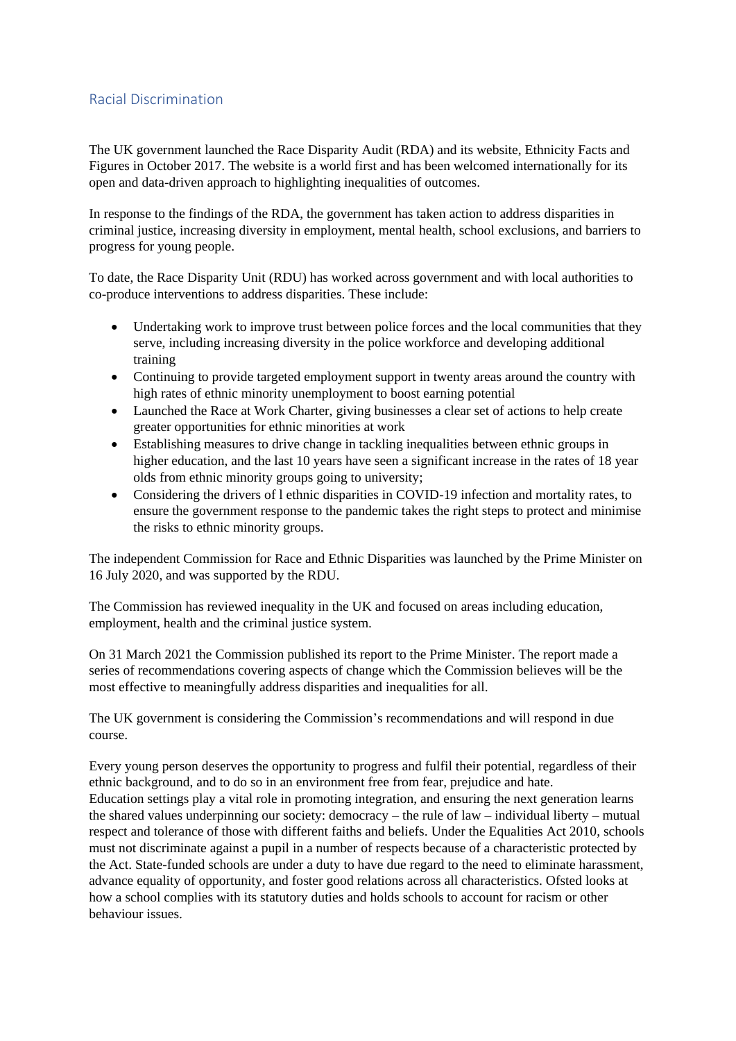## Racial Discrimination

The UK government launched the Race Disparity Audit (RDA) and its website, Ethnicity Facts and Figures in October 2017. The website is a world first and has been welcomed internationally for its open and data-driven approach to highlighting inequalities of outcomes.

In response to the findings of the RDA, the government has taken action to address disparities in criminal justice, increasing diversity in employment, mental health, school exclusions, and barriers to progress for young people.

To date, the Race Disparity Unit (RDU) has worked across government and with local authorities to co-produce interventions to address disparities. These include:

- Undertaking work to improve trust between police forces and the local communities that they serve, including increasing diversity in the police workforce and developing additional training
- Continuing to provide targeted employment support in twenty areas around the country with high rates of ethnic minority unemployment to boost earning potential
- Launched the Race at Work Charter, giving businesses a clear set of actions to help create greater opportunities for ethnic minorities at work
- Establishing measures to drive change in tackling inequalities between ethnic groups in higher education, and the last 10 years have seen a significant increase in the rates of 18 year olds from ethnic minority groups going to university;
- Considering the drivers of l ethnic disparities in COVID-19 infection and mortality rates, to ensure the government response to the pandemic takes the right steps to protect and minimise the risks to ethnic minority groups.

The independent Commission for Race and Ethnic Disparities was launched by the Prime Minister on 16 July 2020, and was supported by the RDU.

The Commission has reviewed inequality in the UK and focused on areas including education, employment, health and the criminal justice system.

On 31 March 2021 the Commission published its report to the Prime Minister. The report made a series of recommendations covering aspects of change which the Commission believes will be the most effective to meaningfully address disparities and inequalities for all.

The UK government is considering the Commission's recommendations and will respond in due course.

Every young person deserves the opportunity to progress and fulfil their potential, regardless of their ethnic background, and to do so in an environment free from fear, prejudice and hate.
Education settings play a vital role in promoting integration, and ensuring the next generation learns the shared values underpinning our society: democracy – the rule of law – individual liberty – mutual respect and tolerance of those with different faiths and beliefs. Under the Equalities Act 2010, schools must not discriminate against a pupil in a number of respects because of a characteristic protected by the Act. State-funded schools are under a duty to have due regard to the need to eliminate harassment, advance equality of opportunity, and foster good relations across all characteristics. Ofsted looks at how a school complies with its statutory duties and holds schools to account for racism or other behaviour issues.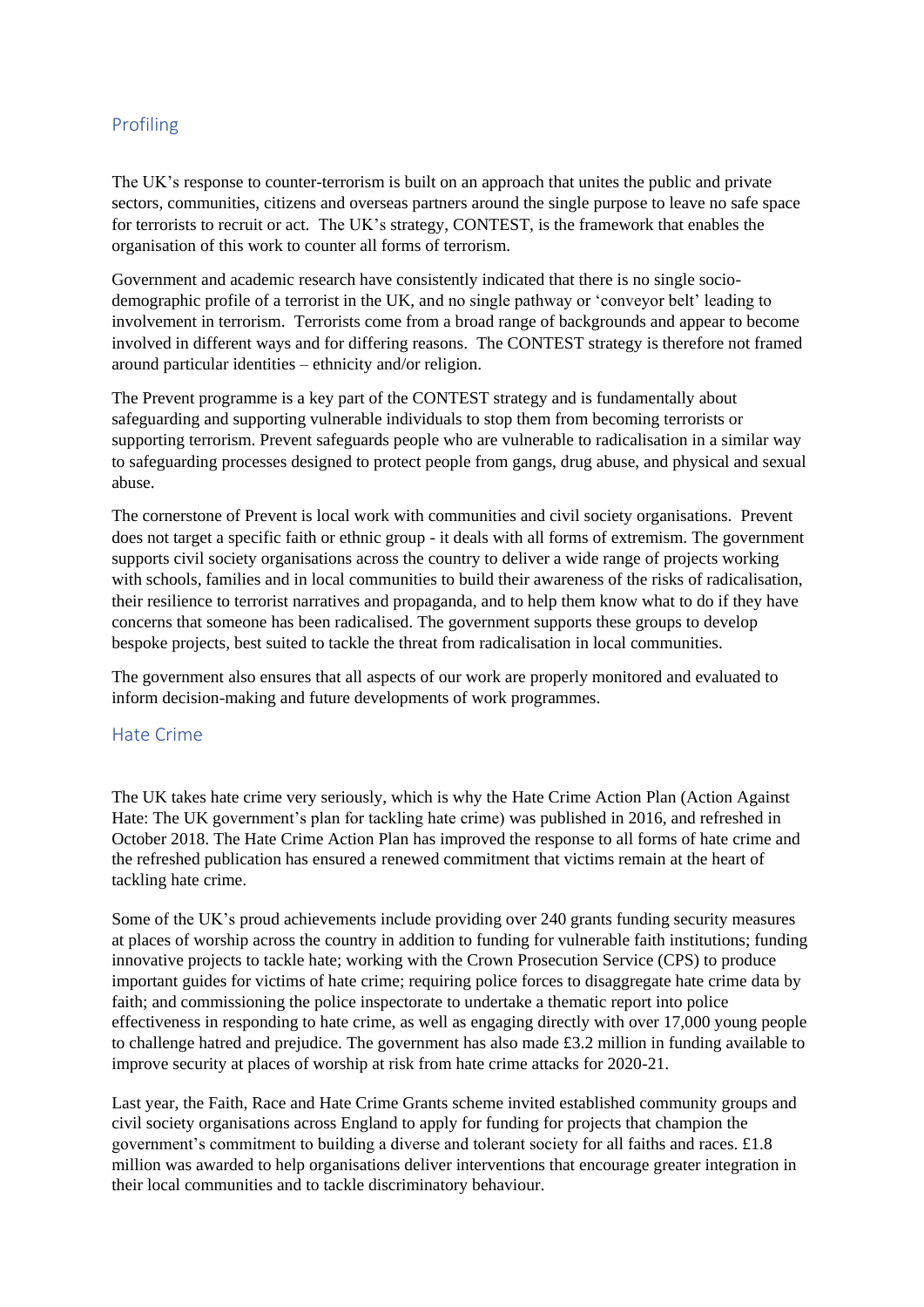## Profiling

The UK's response to counter-terrorism is built on an approach that unites the public and private sectors, communities, citizens and overseas partners around the single purpose to leave no safe space for terrorists to recruit or act. The UK's strategy, CONTEST, is the framework that enables the organisation of this work to counter all forms of terrorism.

Government and academic research have consistently indicated that there is no single socio-demographic profile of a terrorist in the UK, and no single pathway or 'conveyor belt' leading to involvement in terrorism. Terrorists come from a broad range of backgrounds and appear to become involved in different ways and for differing reasons. The CONTEST strategy is therefore not framed around particular identities – ethnicity and/or religion.

The Prevent programme is a key part of the CONTEST strategy and is fundamentally about safeguarding and supporting vulnerable individuals to stop them from becoming terrorists or supporting terrorism. Prevent safeguards people who are vulnerable to radicalisation in a similar way to safeguarding processes designed to protect people from gangs, drug abuse, and physical and sexual abuse.

The cornerstone of Prevent is local work with communities and civil society organisations. Prevent does not target a specific faith or ethnic group - it deals with all forms of extremism. The government supports civil society organisations across the country to deliver a wide range of projects working with schools, families and in local communities to build their awareness of the risks of radicalisation, their resilience to terrorist narratives and propaganda, and to help them know what to do if they have concerns that someone has been radicalised. The government supports these groups to develop bespoke projects, best suited to tackle the threat from radicalisation in local communities.

The government also ensures that all aspects of our work are properly monitored and evaluated to inform decision-making and future developments of work programmes.

## Hate Crime

The UK takes hate crime very seriously, which is why the Hate Crime Action Plan (Action Against Hate: The UK government's plan for tackling hate crime) was published in 2016, and refreshed in October 2018. The Hate Crime Action Plan has improved the response to all forms of hate crime and the refreshed publication has ensured a renewed commitment that victims remain at the heart of tackling hate crime.

Some of the UK's proud achievements include providing over 240 grants funding security measures at places of worship across the country in addition to funding for vulnerable faith institutions; funding innovative projects to tackle hate; working with the Crown Prosecution Service (CPS) to produce important guides for victims of hate crime; requiring police forces to disaggregate hate crime data by faith; and commissioning the police inspectorate to undertake a thematic report into police effectiveness in responding to hate crime, as well as engaging directly with over 17,000 young people to challenge hatred and prejudice. The government has also made £3.2 million in funding available to improve security at places of worship at risk from hate crime attacks for 2020-21.

Last year, the Faith, Race and Hate Crime Grants scheme invited established community groups and civil society organisations across England to apply for funding for projects that champion the government's commitment to building a diverse and tolerant society for all faiths and races. £1.8 million was awarded to help organisations deliver interventions that encourage greater integration in their local communities and to tackle discriminatory behaviour.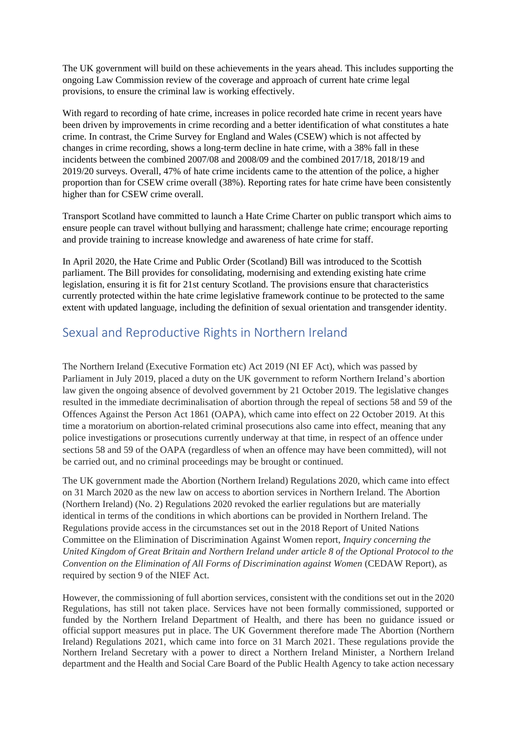The UK government will build on these achievements in the years ahead. This includes supporting the ongoing Law Commission review of the coverage and approach of current hate crime legal provisions, to ensure the criminal law is working effectively.

With regard to recording of hate crime, increases in police recorded hate crime in recent years have been driven by improvements in crime recording and a better identification of what constitutes a hate crime. In contrast, the Crime Survey for England and Wales (CSEW) which is not affected by changes in crime recording, shows a long-term decline in hate crime, with a 38% fall in these incidents between the combined 2007/08 and 2008/09 and the combined 2017/18, 2018/19 and 2019/20 surveys. Overall, 47% of hate crime incidents came to the attention of the police, a higher proportion than for CSEW crime overall (38%). Reporting rates for hate crime have been consistently higher than for CSEW crime overall.

Transport Scotland have committed to launch a Hate Crime Charter on public transport which aims to ensure people can travel without bullying and harassment; challenge hate crime; encourage reporting and provide training to increase knowledge and awareness of hate crime for staff.

In April 2020, the Hate Crime and Public Order (Scotland) Bill was introduced to the Scottish parliament. The Bill provides for consolidating, modernising and extending existing hate crime legislation, ensuring it is fit for 21st century Scotland. The provisions ensure that characteristics currently protected within the hate crime legislative framework continue to be protected to the same extent with updated language, including the definition of sexual orientation and transgender identity.

## Sexual and Reproductive Rights in Northern Ireland

The Northern Ireland (Executive Formation etc) Act 2019 (NI EF Act), which was passed by Parliament in July 2019, placed a duty on the UK government to reform Northern Ireland's abortion law given the ongoing absence of devolved government by 21 October 2019. The legislative changes resulted in the immediate decriminalisation of abortion through the repeal of sections 58 and 59 of the Offences Against the Person Act 1861 (OAPA), which came into effect on 22 October 2019. At this time a moratorium on abortion-related criminal prosecutions also came into effect, meaning that any police investigations or prosecutions currently underway at that time, in respect of an offence under sections 58 and 59 of the OAPA (regardless of when an offence may have been committed), will not be carried out, and no criminal proceedings may be brought or continued.

The UK government made the Abortion (Northern Ireland) Regulations 2020, which came into effect on 31 March 2020 as the new law on access to abortion services in Northern Ireland. The Abortion (Northern Ireland) (No. 2) Regulations 2020 revoked the earlier regulations but are materially identical in terms of the conditions in which abortions can be provided in Northern Ireland. The Regulations provide access in the circumstances set out in the 2018 Report of United Nations Committee on the Elimination of Discrimination Against Women report, *Inquiry concerning the United Kingdom of Great Britain and Northern Ireland under article 8 of the Optional Protocol to the Convention on the Elimination of All Forms of Discrimination against Women* (CEDAW Report), as required by section 9 of the NIEF Act.

However, the commissioning of full abortion services, consistent with the conditions set out in the 2020 Regulations, has still not taken place. Services have not been formally commissioned, supported or funded by the Northern Ireland Department of Health, and there has been no guidance issued or official support measures put in place. The UK Government therefore made The Abortion (Northern Ireland) Regulations 2021, which came into force on 31 March 2021. These regulations provide the Northern Ireland Secretary with a power to direct a Northern Ireland Minister, a Northern Ireland department and the Health and Social Care Board of the Public Health Agency to take action necessary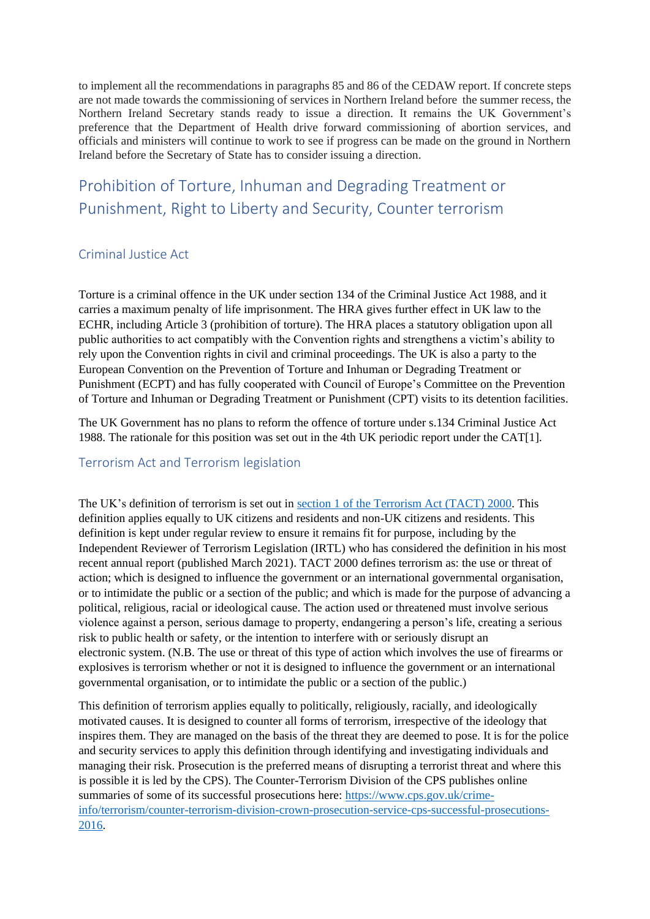to implement all the recommendations in paragraphs 85 and 86 of the CEDAW report. If concrete steps are not made towards the commissioning of services in Northern Ireland before the summer recess, the Northern Ireland Secretary stands ready to issue a direction. It remains the UK Government's preference that the Department of Health drive forward commissioning of abortion services, and officials and ministers will continue to work to see if progress can be made on the ground in Northern Ireland before the Secretary of State has to consider issuing a direction.

## Prohibition of Torture, Inhuman and Degrading Treatment or Punishment, Right to Liberty and Security, Counter terrorism

### Criminal Justice Act

Torture is a criminal offence in the UK under section 134 of the Criminal Justice Act 1988, and it carries a maximum penalty of life imprisonment. The HRA gives further effect in UK law to the ECHR, including Article 3 (prohibition of torture). The HRA places a statutory obligation upon all public authorities to act compatibly with the Convention rights and strengthens a victim's ability to rely upon the Convention rights in civil and criminal proceedings. The UK is also a party to the European Convention on the Prevention of Torture and Inhuman or Degrading Treatment or Punishment (ECPT) and has fully cooperated with Council of Europe's Committee on the Prevention of Torture and Inhuman or Degrading Treatment or Punishment (CPT) visits to its detention facilities.

The UK Government has no plans to reform the offence of torture under s.134 Criminal Justice Act 1988. The rationale for this position was set out in the 4th UK periodic report under the CAT[1].

### Terrorism Act and Terrorism legislation

The UK's definition of terrorism is set out in [section 1 of the Terrorism Act (TACT) 2000](). This definition applies equally to UK citizens and residents and non-UK citizens and residents. This definition is kept under regular review to ensure it remains fit for purpose, including by the Independent Reviewer of Terrorism Legislation (IRTL) who has considered the definition in his most recent annual report (published March 2021). TACT 2000 defines terrorism as: the use or threat of action; which is designed to influence the government or an international governmental organisation, or to intimidate the public or a section of the public; and which is made for the purpose of advancing a political, religious, racial or ideological cause. The action used or threatened must involve serious violence against a person, serious damage to property, endangering a person's life, creating a serious risk to public health or safety, or the intention to interfere with or seriously disrupt an electronic system. (N.B. The use or threat of this type of action which involves the use of firearms or explosives is terrorism whether or not it is designed to influence the government or an international governmental organisation, or to intimidate the public or a section of the public.)

This definition of terrorism applies equally to politically, religiously, racially, and ideologically motivated causes. It is designed to counter all forms of terrorism, irrespective of the ideology that inspires them. They are managed on the basis of the threat they are deemed to pose. It is for the police and security services to apply this definition through identifying and investigating individuals and managing their risk. Prosecution is the preferred means of disrupting a terrorist threat and where this is possible it is led by the CPS). The Counter-Terrorism Division of the CPS publishes online summaries of some of its successful prosecutions here: https://www.cps.gov.uk/crime-info/terrorism/counter-terrorism-division-crown-prosecution-service-cps-successful-prosecutions-2016.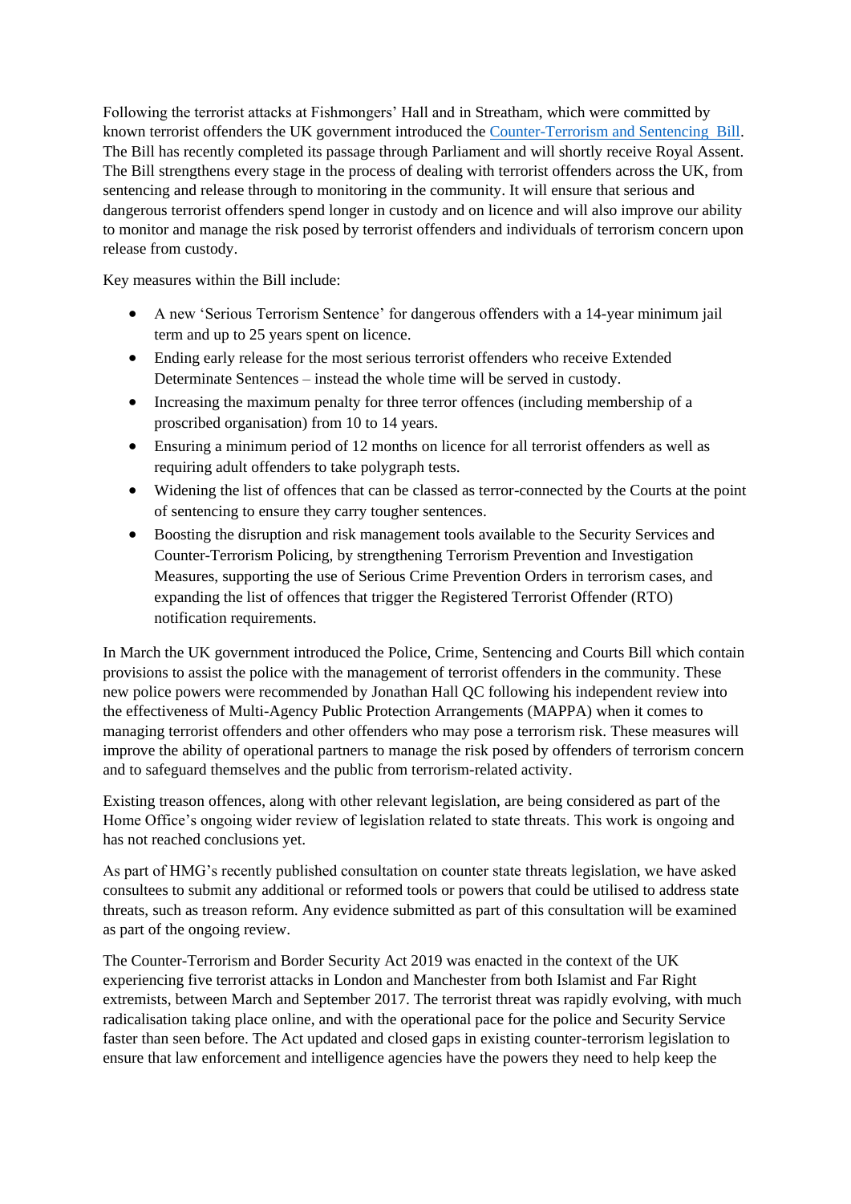Following the terrorist attacks at Fishmongers' Hall and in Streatham, which were committed by known terrorist offenders the UK government introduced the Counter-Terrorism and Sentencing Bill. The Bill has recently completed its passage through Parliament and will shortly receive Royal Assent. The Bill strengthens every stage in the process of dealing with terrorist offenders across the UK, from sentencing and release through to monitoring in the community. It will ensure that serious and dangerous terrorist offenders spend longer in custody and on licence and will also improve our ability to monitor and manage the risk posed by terrorist offenders and individuals of terrorism concern upon release from custody.

Key measures within the Bill include:

- A new 'Serious Terrorism Sentence' for dangerous offenders with a 14-year minimum jail term and up to 25 years spent on licence.
- Ending early release for the most serious terrorist offenders who receive Extended Determinate Sentences – instead the whole time will be served in custody.
- Increasing the maximum penalty for three terror offences (including membership of a proscribed organisation) from 10 to 14 years.
- Ensuring a minimum period of 12 months on licence for all terrorist offenders as well as requiring adult offenders to take polygraph tests.
- Widening the list of offences that can be classed as terror-connected by the Courts at the point of sentencing to ensure they carry tougher sentences.
- Boosting the disruption and risk management tools available to the Security Services and Counter-Terrorism Policing, by strengthening Terrorism Prevention and Investigation Measures, supporting the use of Serious Crime Prevention Orders in terrorism cases, and expanding the list of offences that trigger the Registered Terrorist Offender (RTO) notification requirements.

In March the UK government introduced the Police, Crime, Sentencing and Courts Bill which contain provisions to assist the police with the management of terrorist offenders in the community. These new police powers were recommended by Jonathan Hall QC following his independent review into the effectiveness of Multi-Agency Public Protection Arrangements (MAPPA) when it comes to managing terrorist offenders and other offenders who may pose a terrorism risk. These measures will improve the ability of operational partners to manage the risk posed by offenders of terrorism concern and to safeguard themselves and the public from terrorism-related activity.

Existing treason offences, along with other relevant legislation, are being considered as part of the Home Office's ongoing wider review of legislation related to state threats. This work is ongoing and has not reached conclusions yet.

As part of HMG's recently published consultation on counter state threats legislation, we have asked consultees to submit any additional or reformed tools or powers that could be utilised to address state threats, such as treason reform. Any evidence submitted as part of this consultation will be examined as part of the ongoing review.

The Counter-Terrorism and Border Security Act 2019 was enacted in the context of the UK experiencing five terrorist attacks in London and Manchester from both Islamist and Far Right extremists, between March and September 2017. The terrorist threat was rapidly evolving, with much radicalisation taking place online, and with the operational pace for the police and Security Service faster than seen before. The Act updated and closed gaps in existing counter-terrorism legislation to ensure that law enforcement and intelligence agencies have the powers they need to help keep the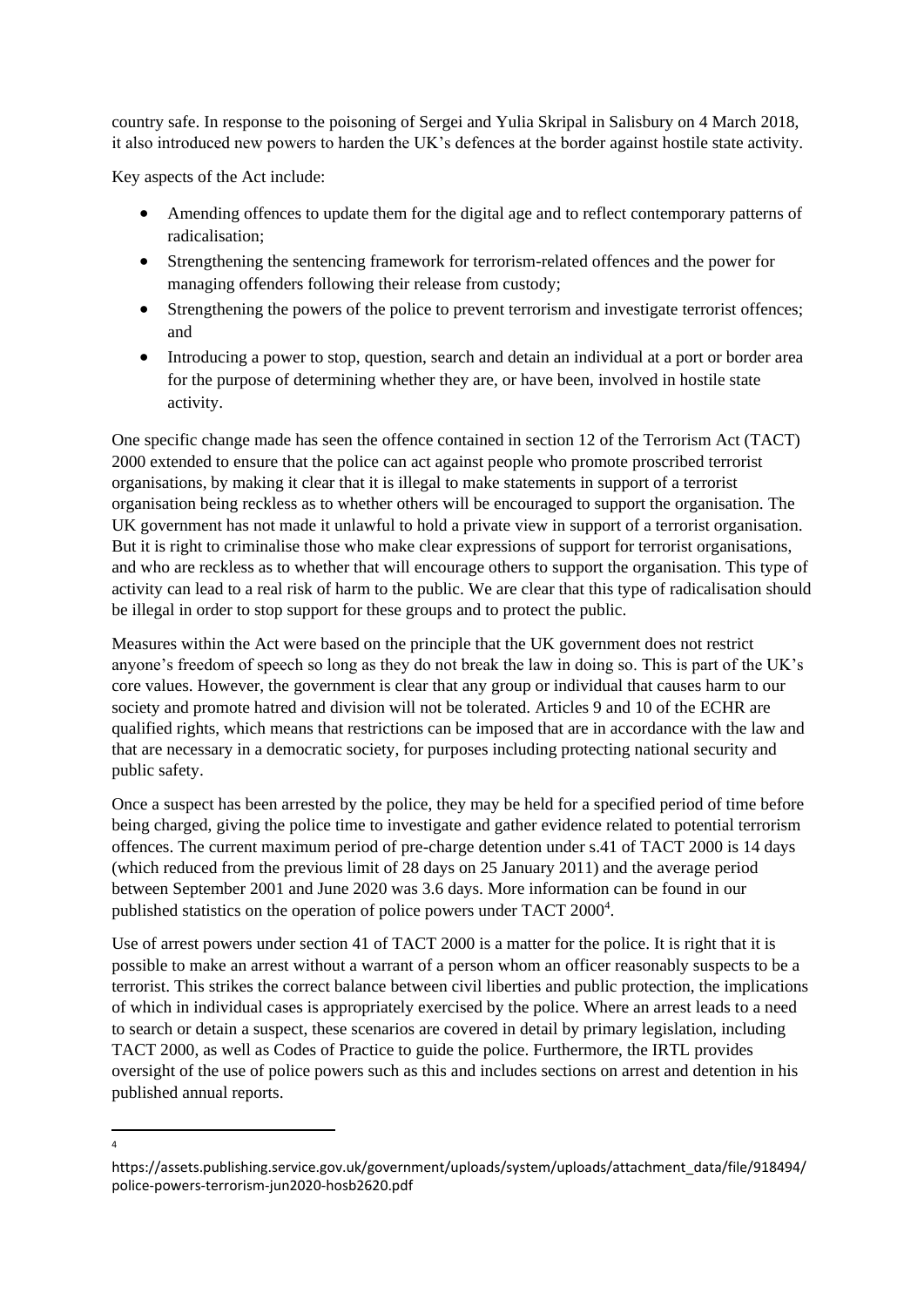country safe. In response to the poisoning of Sergei and Yulia Skripal in Salisbury on 4 March 2018, it also introduced new powers to harden the UK's defences at the border against hostile state activity.

Key aspects of the Act include:

- Amending offences to update them for the digital age and to reflect contemporary patterns of radicalisation;
- Strengthening the sentencing framework for terrorism-related offences and the power for managing offenders following their release from custody;
- Strengthening the powers of the police to prevent terrorism and investigate terrorist offences; and
- Introducing a power to stop, question, search and detain an individual at a port or border area for the purpose of determining whether they are, or have been, involved in hostile state activity.

One specific change made has seen the offence contained in section 12 of the Terrorism Act (TACT) 2000 extended to ensure that the police can act against people who promote proscribed terrorist organisations, by making it clear that it is illegal to make statements in support of a terrorist organisation being reckless as to whether others will be encouraged to support the organisation. The UK government has not made it unlawful to hold a private view in support of a terrorist organisation. But it is right to criminalise those who make clear expressions of support for terrorist organisations, and who are reckless as to whether that will encourage others to support the organisation. This type of activity can lead to a real risk of harm to the public. We are clear that this type of radicalisation should be illegal in order to stop support for these groups and to protect the public.

Measures within the Act were based on the principle that the UK government does not restrict anyone's freedom of speech so long as they do not break the law in doing so. This is part of the UK's core values. However, the government is clear that any group or individual that causes harm to our society and promote hatred and division will not be tolerated. Articles 9 and 10 of the ECHR are qualified rights, which means that restrictions can be imposed that are in accordance with the law and that are necessary in a democratic society, for purposes including protecting national security and public safety.

Once a suspect has been arrested by the police, they may be held for a specified period of time before being charged, giving the police time to investigate and gather evidence related to potential terrorism offences. The current maximum period of pre-charge detention under s.41 of TACT 2000 is 14 days (which reduced from the previous limit of 28 days on 25 January 2011) and the average period between September 2001 and June 2020 was 3.6 days. More information can be found in our published statistics on the operation of police powers under TACT 2000[4].

Use of arrest powers under section 41 of TACT 2000 is a matter for the police. It is right that it is possible to make an arrest without a warrant of a person whom an officer reasonably suspects to be a terrorist. This strikes the correct balance between civil liberties and public protection, the implications of which in individual cases is appropriately exercised by the police. Where an arrest leads to a need to search or detain a suspect, these scenarios are covered in detail by primary legislation, including TACT 2000, as well as Codes of Practice to guide the police. Furthermore, the IRTL provides oversight of the use of police powers such as this and includes sections on arrest and detention in his published annual reports.

[4] https://assets.publishing.service.gov.uk/government/uploads/system/uploads/attachment_data/file/918494/police-powers-terrorism-jun2020-hosb2620.pdf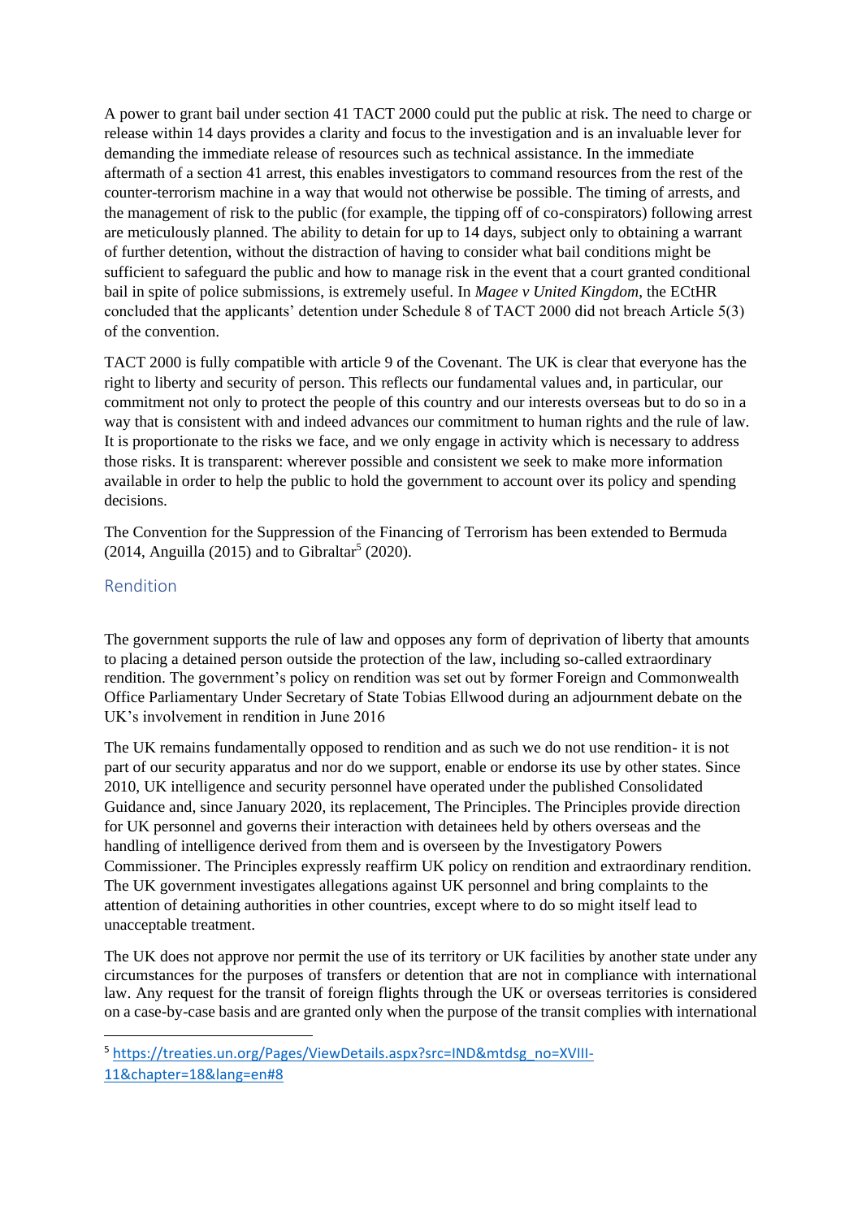A power to grant bail under section 41 TACT 2000 could put the public at risk. The need to charge or release within 14 days provides a clarity and focus to the investigation and is an invaluable lever for demanding the immediate release of resources such as technical assistance. In the immediate aftermath of a section 41 arrest, this enables investigators to command resources from the rest of the counter-terrorism machine in a way that would not otherwise be possible. The timing of arrests, and the management of risk to the public (for example, the tipping off of co-conspirators) following arrest are meticulously planned. The ability to detain for up to 14 days, subject only to obtaining a warrant of further detention, without the distraction of having to consider what bail conditions might be sufficient to safeguard the public and how to manage risk in the event that a court granted conditional bail in spite of police submissions, is extremely useful. In *Magee v United Kingdom*, the ECtHR concluded that the applicants' detention under Schedule 8 of TACT 2000 did not breach Article 5(3) of the convention.

TACT 2000 is fully compatible with article 9 of the Covenant. The UK is clear that everyone has the right to liberty and security of person. This reflects our fundamental values and, in particular, our commitment not only to protect the people of this country and our interests overseas but to do so in a way that is consistent with and indeed advances our commitment to human rights and the rule of law. It is proportionate to the risks we face, and we only engage in activity which is necessary to address those risks. It is transparent: wherever possible and consistent we seek to make more information available in order to help the public to hold the government to account over its policy and spending decisions.

The Convention for the Suppression of the Financing of Terrorism has been extended to Bermuda (2014, Anguilla (2015) and to Gibraltar[5] (2020).

## Rendition

The government supports the rule of law and opposes any form of deprivation of liberty that amounts to placing a detained person outside the protection of the law, including so-called extraordinary rendition. The government's policy on rendition was set out by former Foreign and Commonwealth Office Parliamentary Under Secretary of State Tobias Ellwood during an adjournment debate on the UK's involvement in rendition in June 2016

The UK remains fundamentally opposed to rendition and as such we do not use rendition- it is not part of our security apparatus and nor do we support, enable or endorse its use by other states. Since 2010, UK intelligence and security personnel have operated under the published Consolidated Guidance and, since January 2020, its replacement, The Principles. The Principles provide direction for UK personnel and governs their interaction with detainees held by others overseas and the handling of intelligence derived from them and is overseen by the Investigatory Powers Commissioner. The Principles expressly reaffirm UK policy on rendition and extraordinary rendition. The UK government investigates allegations against UK personnel and bring complaints to the attention of detaining authorities in other countries, except where to do so might itself lead to unacceptable treatment.

The UK does not approve nor permit the use of its territory or UK facilities by another state under any circumstances for the purposes of transfers or detention that are not in compliance with international law. Any request for the transit of foreign flights through the UK or overseas territories is considered on a case-by-case basis and are granted only when the purpose of the transit complies with international

[5] https://treaties.un.org/Pages/ViewDetails.aspx?src=IND&mtdsg_no=XVIII-11&chapter=18&lang=en#8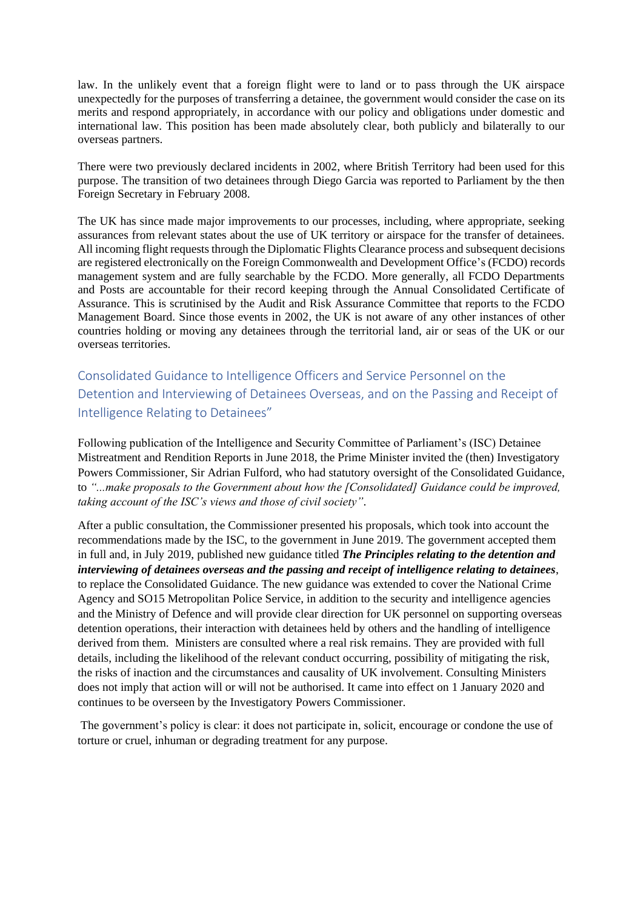law. In the unlikely event that a foreign flight were to land or to pass through the UK airspace unexpectedly for the purposes of transferring a detainee, the government would consider the case on its merits and respond appropriately, in accordance with our policy and obligations under domestic and international law. This position has been made absolutely clear, both publicly and bilaterally to our overseas partners.

There were two previously declared incidents in 2002, where British Territory had been used for this purpose. The transition of two detainees through Diego Garcia was reported to Parliament by the then Foreign Secretary in February 2008.

The UK has since made major improvements to our processes, including, where appropriate, seeking assurances from relevant states about the use of UK territory or airspace for the transfer of detainees. All incoming flight requests through the Diplomatic Flights Clearance process and subsequent decisions are registered electronically on the Foreign Commonwealth and Development Office's (FCDO) records management system and are fully searchable by the FCDO. More generally, all FCDO Departments and Posts are accountable for their record keeping through the Annual Consolidated Certificate of Assurance. This is scrutinised by the Audit and Risk Assurance Committee that reports to the FCDO Management Board. Since those events in 2002, the UK is not aware of any other instances of other countries holding or moving any detainees through the territorial land, air or seas of the UK or our overseas territories.

## Consolidated Guidance to Intelligence Officers and Service Personnel on the Detention and Interviewing of Detainees Overseas, and on the Passing and Receipt of Intelligence Relating to Detainees"

Following publication of the Intelligence and Security Committee of Parliament's (ISC) Detainee Mistreatment and Rendition Reports in June 2018, the Prime Minister invited the (then) Investigatory Powers Commissioner, Sir Adrian Fulford, who had statutory oversight of the Consolidated Guidance, to *"...make proposals to the Government about how the [Consolidated] Guidance could be improved, taking account of the ISC's views and those of civil society"*.

After a public consultation, the Commissioner presented his proposals, which took into account the recommendations made by the ISC, to the government in June 2019. The government accepted them in full and, in July 2019, published new guidance titled ***The Principles relating to the detention and interviewing of detainees overseas and the passing and receipt of intelligence relating to detainees***, to replace the Consolidated Guidance. The new guidance was extended to cover the National Crime Agency and SO15 Metropolitan Police Service, in addition to the security and intelligence agencies and the Ministry of Defence and will provide clear direction for UK personnel on supporting overseas detention operations, their interaction with detainees held by others and the handling of intelligence derived from them. Ministers are consulted where a real risk remains. They are provided with full details, including the likelihood of the relevant conduct occurring, possibility of mitigating the risk, the risks of inaction and the circumstances and causality of UK involvement. Consulting Ministers does not imply that action will or will not be authorised. It came into effect on 1 January 2020 and continues to be overseen by the Investigatory Powers Commissioner.

The government's policy is clear: it does not participate in, solicit, encourage or condone the use of torture or cruel, inhuman or degrading treatment for any purpose.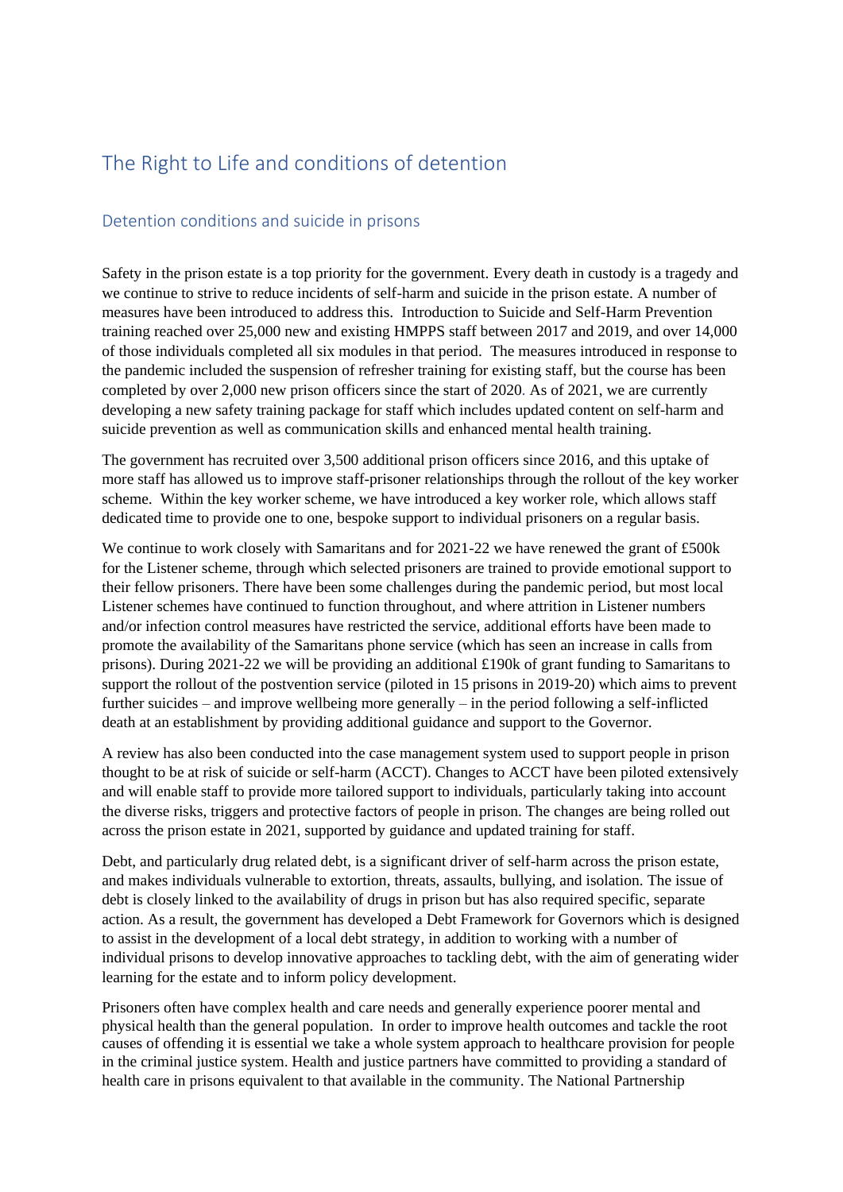# The Right to Life and conditions of detention

## Detention conditions and suicide in prisons

Safety in the prison estate is a top priority for the government. Every death in custody is a tragedy and we continue to strive to reduce incidents of self-harm and suicide in the prison estate. A number of measures have been introduced to address this. Introduction to Suicide and Self-Harm Prevention training reached over 25,000 new and existing HMPPS staff between 2017 and 2019, and over 14,000 of those individuals completed all six modules in that period. The measures introduced in response to the pandemic included the suspension of refresher training for existing staff, but the course has been completed by over 2,000 new prison officers since the start of 2020. As of 2021, we are currently developing a new safety training package for staff which includes updated content on self-harm and suicide prevention as well as communication skills and enhanced mental health training.

The government has recruited over 3,500 additional prison officers since 2016, and this uptake of more staff has allowed us to improve staff-prisoner relationships through the rollout of the key worker scheme. Within the key worker scheme, we have introduced a key worker role, which allows staff dedicated time to provide one to one, bespoke support to individual prisoners on a regular basis.

We continue to work closely with Samaritans and for 2021-22 we have renewed the grant of £500k for the Listener scheme, through which selected prisoners are trained to provide emotional support to their fellow prisoners. There have been some challenges during the pandemic period, but most local Listener schemes have continued to function throughout, and where attrition in Listener numbers and/or infection control measures have restricted the service, additional efforts have been made to promote the availability of the Samaritans phone service (which has seen an increase in calls from prisons). During 2021-22 we will be providing an additional £190k of grant funding to Samaritans to support the rollout of the postvention service (piloted in 15 prisons in 2019-20) which aims to prevent further suicides – and improve wellbeing more generally – in the period following a self-inflicted death at an establishment by providing additional guidance and support to the Governor.

A review has also been conducted into the case management system used to support people in prison thought to be at risk of suicide or self-harm (ACCT). Changes to ACCT have been piloted extensively and will enable staff to provide more tailored support to individuals, particularly taking into account the diverse risks, triggers and protective factors of people in prison. The changes are being rolled out across the prison estate in 2021, supported by guidance and updated training for staff.

Debt, and particularly drug related debt, is a significant driver of self-harm across the prison estate, and makes individuals vulnerable to extortion, threats, assaults, bullying, and isolation. The issue of debt is closely linked to the availability of drugs in prison but has also required specific, separate action. As a result, the government has developed a Debt Framework for Governors which is designed to assist in the development of a local debt strategy, in addition to working with a number of individual prisons to develop innovative approaches to tackling debt, with the aim of generating wider learning for the estate and to inform policy development.

Prisoners often have complex health and care needs and generally experience poorer mental and physical health than the general population. In order to improve health outcomes and tackle the root causes of offending it is essential we take a whole system approach to healthcare provision for people in the criminal justice system. Health and justice partners have committed to providing a standard of health care in prisons equivalent to that available in the community. The National Partnership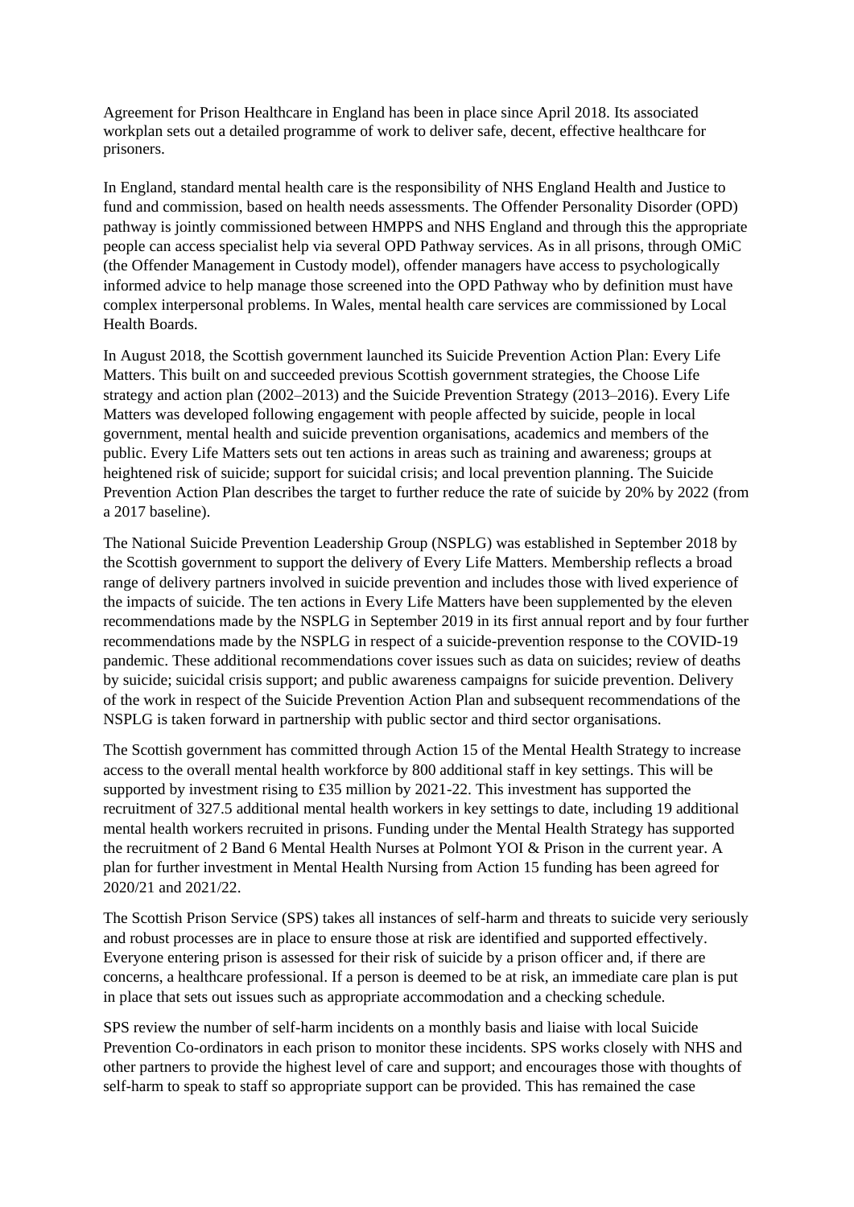Agreement for Prison Healthcare in England has been in place since April 2018. Its associated workplan sets out a detailed programme of work to deliver safe, decent, effective healthcare for prisoners.

In England, standard mental health care is the responsibility of NHS England Health and Justice to fund and commission, based on health needs assessments. The Offender Personality Disorder (OPD) pathway is jointly commissioned between HMPPS and NHS England and through this the appropriate people can access specialist help via several OPD Pathway services. As in all prisons, through OMiC (the Offender Management in Custody model), offender managers have access to psychologically informed advice to help manage those screened into the OPD Pathway who by definition must have complex interpersonal problems. In Wales, mental health care services are commissioned by Local Health Boards.

In August 2018, the Scottish government launched its Suicide Prevention Action Plan: Every Life Matters. This built on and succeeded previous Scottish government strategies, the Choose Life strategy and action plan (2002–2013) and the Suicide Prevention Strategy (2013–2016). Every Life Matters was developed following engagement with people affected by suicide, people in local government, mental health and suicide prevention organisations, academics and members of the public. Every Life Matters sets out ten actions in areas such as training and awareness; groups at heightened risk of suicide; support for suicidal crisis; and local prevention planning. The Suicide Prevention Action Plan describes the target to further reduce the rate of suicide by 20% by 2022 (from a 2017 baseline).

The National Suicide Prevention Leadership Group (NSPLG) was established in September 2018 by the Scottish government to support the delivery of Every Life Matters. Membership reflects a broad range of delivery partners involved in suicide prevention and includes those with lived experience of the impacts of suicide. The ten actions in Every Life Matters have been supplemented by the eleven recommendations made by the NSPLG in September 2019 in its first annual report and by four further recommendations made by the NSPLG in respect of a suicide-prevention response to the COVID-19 pandemic. These additional recommendations cover issues such as data on suicides; review of deaths by suicide; suicidal crisis support; and public awareness campaigns for suicide prevention. Delivery of the work in respect of the Suicide Prevention Action Plan and subsequent recommendations of the NSPLG is taken forward in partnership with public sector and third sector organisations.

The Scottish government has committed through Action 15 of the Mental Health Strategy to increase access to the overall mental health workforce by 800 additional staff in key settings. This will be supported by investment rising to £35 million by 2021-22. This investment has supported the recruitment of 327.5 additional mental health workers in key settings to date, including 19 additional mental health workers recruited in prisons. Funding under the Mental Health Strategy has supported the recruitment of 2 Band 6 Mental Health Nurses at Polmont YOI & Prison in the current year. A plan for further investment in Mental Health Nursing from Action 15 funding has been agreed for 2020/21 and 2021/22.

The Scottish Prison Service (SPS) takes all instances of self-harm and threats to suicide very seriously and robust processes are in place to ensure those at risk are identified and supported effectively. Everyone entering prison is assessed for their risk of suicide by a prison officer and, if there are concerns, a healthcare professional. If a person is deemed to be at risk, an immediate care plan is put in place that sets out issues such as appropriate accommodation and a checking schedule.

SPS review the number of self-harm incidents on a monthly basis and liaise with local Suicide Prevention Co-ordinators in each prison to monitor these incidents. SPS works closely with NHS and other partners to provide the highest level of care and support; and encourages those with thoughts of self-harm to speak to staff so appropriate support can be provided. This has remained the case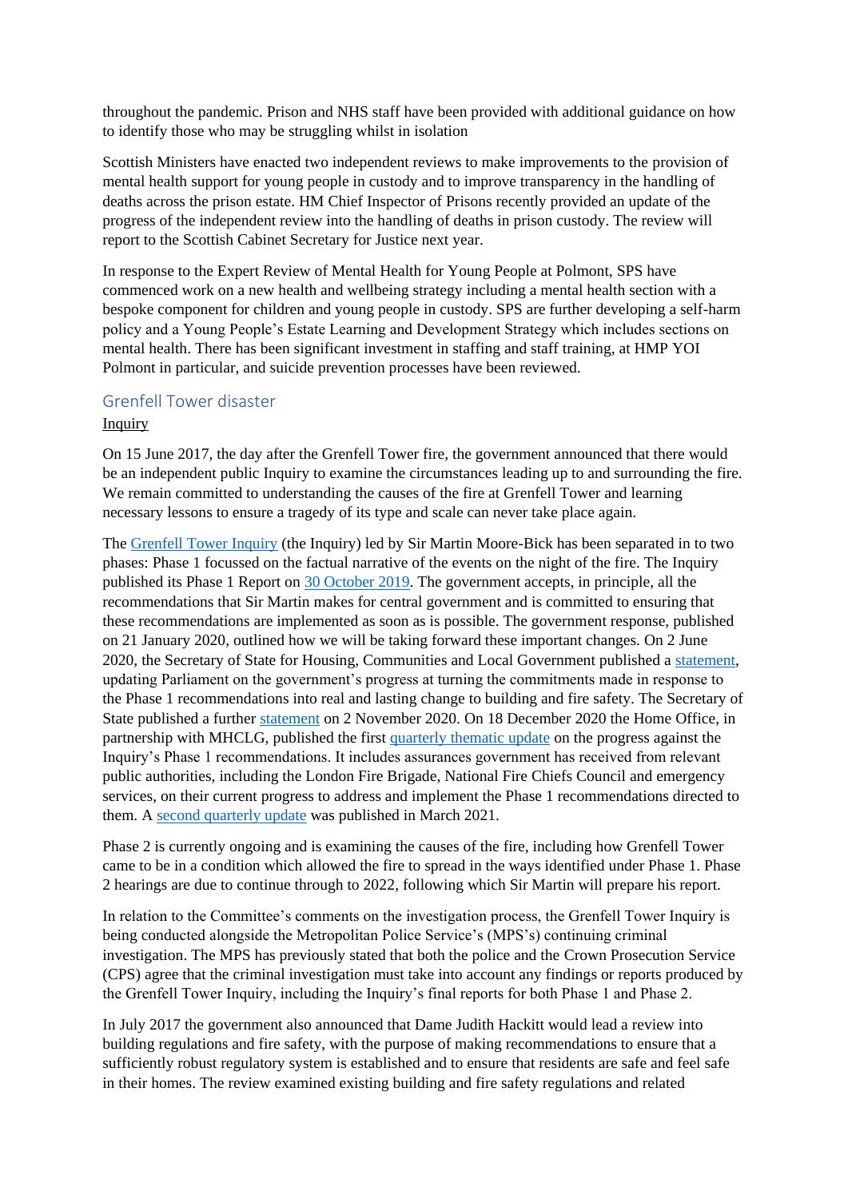throughout the pandemic. Prison and NHS staff have been provided with additional guidance on how to identify those who may be struggling whilst in isolation

Scottish Ministers have enacted two independent reviews to make improvements to the provision of mental health support for young people in custody and to improve transparency in the handling of deaths across the prison estate. HM Chief Inspector of Prisons recently provided an update of the progress of the independent review into the handling of deaths in prison custody. The review will report to the Scottish Cabinet Secretary for Justice next year.

In response to the Expert Review of Mental Health for Young People at Polmont, SPS have commenced work on a new health and wellbeing strategy including a mental health section with a bespoke component for children and young people in custody. SPS are further developing a self-harm policy and a Young People's Estate Learning and Development Strategy which includes sections on mental health. There has been significant investment in staffing and staff training, at HMP YOI Polmont in particular, and suicide prevention processes have been reviewed.

## Grenfell Tower disaster

<u>Inquiry</u>

On 15 June 2017, the day after the Grenfell Tower fire, the government announced that there would be an independent public Inquiry to examine the circumstances leading up to and surrounding the fire. We remain committed to understanding the causes of the fire at Grenfell Tower and learning necessary lessons to ensure a tragedy of its type and scale can never take place again.

The [Grenfell Tower Inquiry](#) (the Inquiry) led by Sir Martin Moore-Bick has been separated in to two phases: Phase 1 focussed on the factual narrative of the events on the night of the fire. The Inquiry published its Phase 1 Report on [30 October 2019](#). The government accepts, in principle, all the recommendations that Sir Martin makes for central government and is committed to ensuring that these recommendations are implemented as soon as is possible. The government response, published on 21 January 2020, outlined how we will be taking forward these important changes. On 2 June 2020, the Secretary of State for Housing, Communities and Local Government published a [statement](#), updating Parliament on the government's progress at turning the commitments made in response to the Phase 1 recommendations into real and lasting change to building and fire safety. The Secretary of State published a further [statement](#) on 2 November 2020. On 18 December 2020 the Home Office, in partnership with MHCLG, published the first [quarterly thematic update](#) on the progress against the Inquiry's Phase 1 recommendations. It includes assurances government has received from relevant public authorities, including the London Fire Brigade, National Fire Chiefs Council and emergency services, on their current progress to address and implement the Phase 1 recommendations directed to them. A [second quarterly update](#) was published in March 2021.

Phase 2 is currently ongoing and is examining the causes of the fire, including how Grenfell Tower came to be in a condition which allowed the fire to spread in the ways identified under Phase 1. Phase 2 hearings are due to continue through to 2022, following which Sir Martin will prepare his report.

In relation to the Committee's comments on the investigation process, the Grenfell Tower Inquiry is being conducted alongside the Metropolitan Police Service's (MPS's) continuing criminal investigation. The MPS has previously stated that both the police and the Crown Prosecution Service (CPS) agree that the criminal investigation must take into account any findings or reports produced by the Grenfell Tower Inquiry, including the Inquiry's final reports for both Phase 1 and Phase 2.

In July 2017 the government also announced that Dame Judith Hackitt would lead a review into building regulations and fire safety, with the purpose of making recommendations to ensure that a sufficiently robust regulatory system is established and to ensure that residents are safe and feel safe in their homes. The review examined existing building and fire safety regulations and related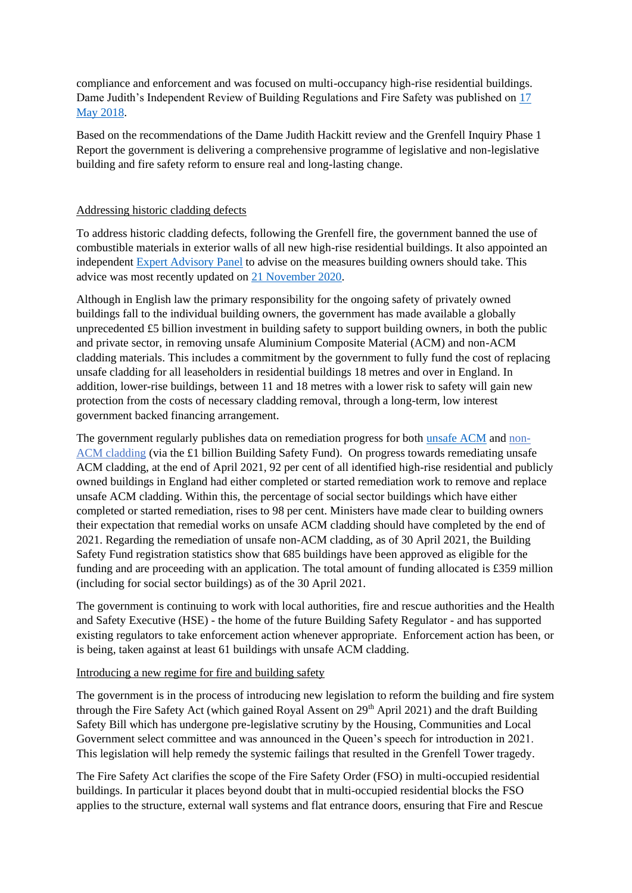compliance and enforcement and was focused on multi-occupancy high-rise residential buildings. Dame Judith's Independent Review of Building Regulations and Fire Safety was published on 17 May 2018.

Based on the recommendations of the Dame Judith Hackitt review and the Grenfell Inquiry Phase 1 Report the government is delivering a comprehensive programme of legislative and non-legislative building and fire safety reform to ensure real and long-lasting change.

Addressing historic cladding defects

To address historic cladding defects, following the Grenfell fire, the government banned the use of combustible materials in exterior walls of all new high-rise residential buildings. It also appointed an independent Expert Advisory Panel to advise on the measures building owners should take. This advice was most recently updated on 21 November 2020.

Although in English law the primary responsibility for the ongoing safety of privately owned buildings fall to the individual building owners, the government has made available a globally unprecedented £5 billion investment in building safety to support building owners, in both the public and private sector, in removing unsafe Aluminium Composite Material (ACM) and non-ACM cladding materials. This includes a commitment by the government to fully fund the cost of replacing unsafe cladding for all leaseholders in residential buildings 18 metres and over in England. In addition, lower-rise buildings, between 11 and 18 metres with a lower risk to safety will gain new protection from the costs of necessary cladding removal, through a long-term, low interest government backed financing arrangement.

The government regularly publishes data on remediation progress for both unsafe ACM and non-ACM cladding (via the £1 billion Building Safety Fund). On progress towards remediating unsafe ACM cladding, at the end of April 2021, 92 per cent of all identified high-rise residential and publicly owned buildings in England had either completed or started remediation work to remove and replace unsafe ACM cladding. Within this, the percentage of social sector buildings which have either completed or started remediation, rises to 98 per cent. Ministers have made clear to building owners their expectation that remedial works on unsafe ACM cladding should have completed by the end of 2021. Regarding the remediation of unsafe non-ACM cladding, as of 30 April 2021, the Building Safety Fund registration statistics show that 685 buildings have been approved as eligible for the funding and are proceeding with an application. The total amount of funding allocated is £359 million (including for social sector buildings) as of the 30 April 2021.

The government is continuing to work with local authorities, fire and rescue authorities and the Health and Safety Executive (HSE) - the home of the future Building Safety Regulator - and has supported existing regulators to take enforcement action whenever appropriate. Enforcement action has been, or is being, taken against at least 61 buildings with unsafe ACM cladding.

Introducing a new regime for fire and building safety

The government is in the process of introducing new legislation to reform the building and fire system through the Fire Safety Act (which gained Royal Assent on 29th April 2021) and the draft Building Safety Bill which has undergone pre-legislative scrutiny by the Housing, Communities and Local Government select committee and was announced in the Queen's speech for introduction in 2021. This legislation will help remedy the systemic failings that resulted in the Grenfell Tower tragedy.

The Fire Safety Act clarifies the scope of the Fire Safety Order (FSO) in multi-occupied residential buildings. In particular it places beyond doubt that in multi-occupied residential blocks the FSO applies to the structure, external wall systems and flat entrance doors, ensuring that Fire and Rescue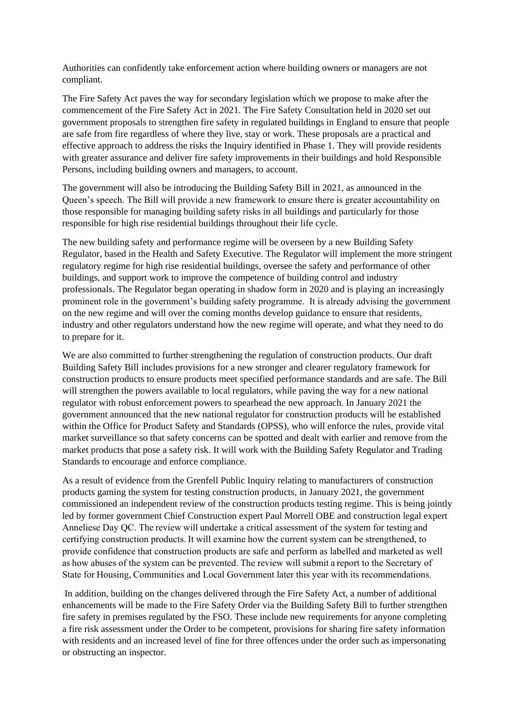Authorities can confidently take enforcement action where building owners or managers are not compliant.

The Fire Safety Act paves the way for secondary legislation which we propose to make after the commencement of the Fire Safety Act in 2021. The Fire Safety Consultation held in 2020 set out government proposals to strengthen fire safety in regulated buildings in England to ensure that people are safe from fire regardless of where they live, stay or work. These proposals are a practical and effective approach to address the risks the Inquiry identified in Phase 1. They will provide residents with greater assurance and deliver fire safety improvements in their buildings and hold Responsible Persons, including building owners and managers, to account.

The government will also be introducing the Building Safety Bill in 2021, as announced in the Queen's speech. The Bill will provide a new framework to ensure there is greater accountability on those responsible for managing building safety risks in all buildings and particularly for those responsible for high rise residential buildings throughout their life cycle.

The new building safety and performance regime will be overseen by a new Building Safety Regulator, based in the Health and Safety Executive. The Regulator will implement the more stringent regulatory regime for high rise residential buildings, oversee the safety and performance of other buildings, and support work to improve the competence of building control and industry professionals. The Regulator began operating in shadow form in 2020 and is playing an increasingly prominent role in the government's building safety programme. It is already advising the government on the new regime and will over the coming months develop guidance to ensure that residents, industry and other regulators understand how the new regime will operate, and what they need to do to prepare for it.

We are also committed to further strengthening the regulation of construction products. Our draft Building Safety Bill includes provisions for a new stronger and clearer regulatory framework for construction products to ensure products meet specified performance standards and are safe. The Bill will strengthen the powers available to local regulators, while paving the way for a new national regulator with robust enforcement powers to spearhead the new approach. In January 2021 the government announced that the new national regulator for construction products will be established within the Office for Product Safety and Standards (OPSS), who will enforce the rules, provide vital market surveillance so that safety concerns can be spotted and dealt with earlier and remove from the market products that pose a safety risk. It will work with the Building Safety Regulator and Trading Standards to encourage and enforce compliance.

As a result of evidence from the Grenfell Public Inquiry relating to manufacturers of construction products gaming the system for testing construction products, in January 2021, the government commissioned an independent review of the construction products testing regime. This is being jointly led by former government Chief Construction expert Paul Morrell OBE and construction legal expert Anneliese Day QC. The review will undertake a critical assessment of the system for testing and certifying construction products. It will examine how the current system can be strengthened, to provide confidence that construction products are safe and perform as labelled and marketed as well as how abuses of the system can be prevented. The review will submit a report to the Secretary of State for Housing, Communities and Local Government later this year with its recommendations.

In addition, building on the changes delivered through the Fire Safety Act, a number of additional enhancements will be made to the Fire Safety Order via the Building Safety Bill to further strengthen fire safety in premises regulated by the FSO. These include new requirements for anyone completing a fire risk assessment under the Order to be competent, provisions for sharing fire safety information with residents and an increased level of fine for three offences under the order such as impersonating or obstructing an inspector.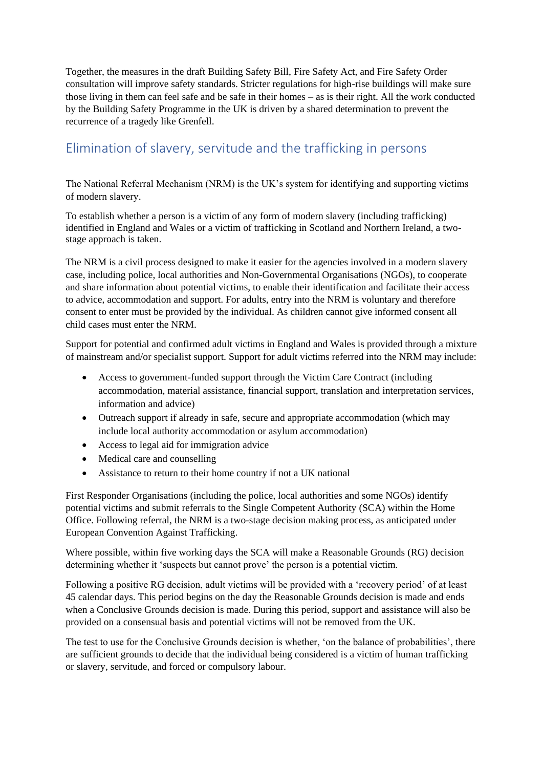Together, the measures in the draft Building Safety Bill, Fire Safety Act, and Fire Safety Order consultation will improve safety standards. Stricter regulations for high-rise buildings will make sure those living in them can feel safe and be safe in their homes – as is their right. All the work conducted by the Building Safety Programme in the UK is driven by a shared determination to prevent the recurrence of a tragedy like Grenfell.

## Elimination of slavery, servitude and the trafficking in persons

The National Referral Mechanism (NRM) is the UK's system for identifying and supporting victims of modern slavery.

To establish whether a person is a victim of any form of modern slavery (including trafficking) identified in England and Wales or a victim of trafficking in Scotland and Northern Ireland, a two-stage approach is taken.

The NRM is a civil process designed to make it easier for the agencies involved in a modern slavery case, including police, local authorities and Non-Governmental Organisations (NGOs), to cooperate and share information about potential victims, to enable their identification and facilitate their access to advice, accommodation and support. For adults, entry into the NRM is voluntary and therefore consent to enter must be provided by the individual. As children cannot give informed consent all child cases must enter the NRM.

Support for potential and confirmed adult victims in England and Wales is provided through a mixture of mainstream and/or specialist support. Support for adult victims referred into the NRM may include:

- Access to government-funded support through the Victim Care Contract (including accommodation, material assistance, financial support, translation and interpretation services, information and advice)
- Outreach support if already in safe, secure and appropriate accommodation (which may include local authority accommodation or asylum accommodation)
- Access to legal aid for immigration advice
- Medical care and counselling
- Assistance to return to their home country if not a UK national

First Responder Organisations (including the police, local authorities and some NGOs) identify potential victims and submit referrals to the Single Competent Authority (SCA) within the Home Office. Following referral, the NRM is a two-stage decision making process, as anticipated under European Convention Against Trafficking.

Where possible, within five working days the SCA will make a Reasonable Grounds (RG) decision determining whether it 'suspects but cannot prove' the person is a potential victim.

Following a positive RG decision, adult victims will be provided with a 'recovery period' of at least 45 calendar days. This period begins on the day the Reasonable Grounds decision is made and ends when a Conclusive Grounds decision is made. During this period, support and assistance will also be provided on a consensual basis and potential victims will not be removed from the UK.

The test to use for the Conclusive Grounds decision is whether, 'on the balance of probabilities', there are sufficient grounds to decide that the individual being considered is a victim of human trafficking or slavery, servitude, and forced or compulsory labour.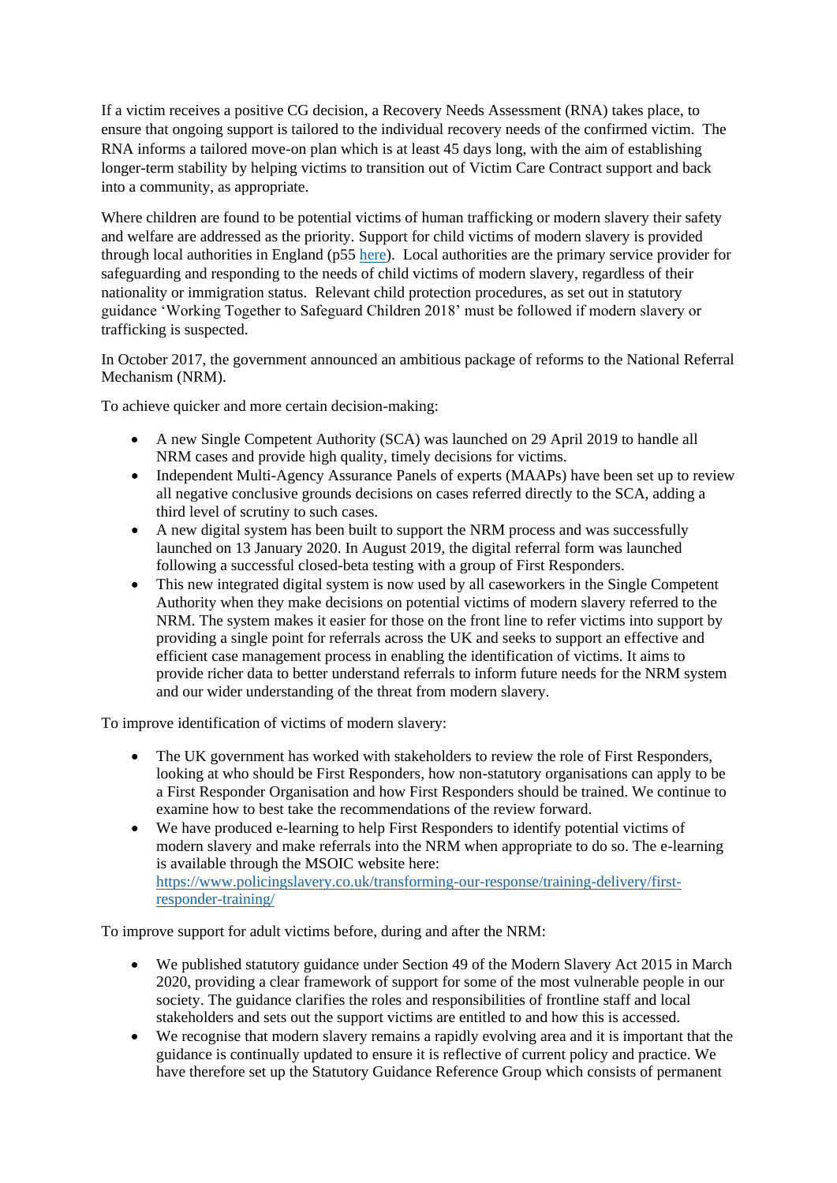If a victim receives a positive CG decision, a Recovery Needs Assessment (RNA) takes place, to ensure that ongoing support is tailored to the individual recovery needs of the confirmed victim. The RNA informs a tailored move-on plan which is at least 45 days long, with the aim of establishing longer-term stability by helping victims to transition out of Victim Care Contract support and back into a community, as appropriate.

Where children are found to be potential victims of human trafficking or modern slavery their safety and welfare are addressed as the priority. Support for child victims of modern slavery is provided through local authorities in England (p55 [here](here)). Local authorities are the primary service provider for safeguarding and responding to the needs of child victims of modern slavery, regardless of their nationality or immigration status. Relevant child protection procedures, as set out in statutory guidance 'Working Together to Safeguard Children 2018' must be followed if modern slavery or trafficking is suspected.

In October 2017, the government announced an ambitious package of reforms to the National Referral Mechanism (NRM).

To achieve quicker and more certain decision-making:

- A new Single Competent Authority (SCA) was launched on 29 April 2019 to handle all NRM cases and provide high quality, timely decisions for victims.
- Independent Multi-Agency Assurance Panels of experts (MAAPs) have been set up to review all negative conclusive grounds decisions on cases referred directly to the SCA, adding a third level of scrutiny to such cases.
- A new digital system has been built to support the NRM process and was successfully launched on 13 January 2020. In August 2019, the digital referral form was launched following a successful closed-beta testing with a group of First Responders.
- This new integrated digital system is now used by all caseworkers in the Single Competent Authority when they make decisions on potential victims of modern slavery referred to the NRM. The system makes it easier for those on the front line to refer victims into support by providing a single point for referrals across the UK and seeks to support an effective and efficient case management process in enabling the identification of victims. It aims to provide richer data to better understand referrals to inform future needs for the NRM system and our wider understanding of the threat from modern slavery.

To improve identification of victims of modern slavery:

- The UK government has worked with stakeholders to review the role of First Responders, looking at who should be First Responders, how non-statutory organisations can apply to be a First Responder Organisation and how First Responders should be trained. We continue to examine how to best take the recommendations of the review forward.
- We have produced e-learning to help First Responders to identify potential victims of modern slavery and make referrals into the NRM when appropriate to do so. The e-learning is available through the MSOIC website here: [https://www.policingslavery.co.uk/transforming-our-response/training-delivery/first-responder-training/](https://www.policingslavery.co.uk/transforming-our-response/training-delivery/first-responder-training/)

To improve support for adult victims before, during and after the NRM:

- We published statutory guidance under Section 49 of the Modern Slavery Act 2015 in March 2020, providing a clear framework of support for some of the most vulnerable people in our society. The guidance clarifies the roles and responsibilities of frontline staff and local stakeholders and sets out the support victims are entitled to and how this is accessed.
- We recognise that modern slavery remains a rapidly evolving area and it is important that the guidance is continually updated to ensure it is reflective of current policy and practice. We have therefore set up the Statutory Guidance Reference Group which consists of permanent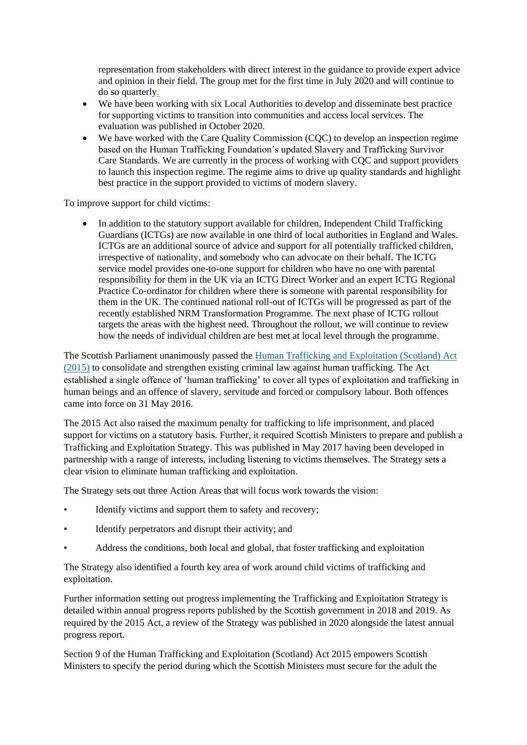representation from stakeholders with direct interest in the guidance to provide expert advice and opinion in their field. The group met for the first time in July 2020 and will continue to do so quarterly.

- We have been working with six Local Authorities to develop and disseminate best practice for supporting victims to transition into communities and access local services. The evaluation was published in October 2020.
- We have worked with the Care Quality Commission (CQC) to develop an inspection regime based on the Human Trafficking Foundation's updated Slavery and Trafficking Survivor Care Standards. We are currently in the process of working with CQC and support providers to launch this inspection regime. The regime aims to drive up quality standards and highlight best practice in the support provided to victims of modern slavery.

To improve support for child victims:

- In addition to the statutory support available for children, Independent Child Trafficking Guardians (ICTGs) are now available in one third of local authorities in England and Wales. ICTGs are an additional source of advice and support for all potentially trafficked children, irrespective of nationality, and somebody who can advocate on their behalf. The ICTG service model provides one-to-one support for children who have no one with parental responsibility for them in the UK via an ICTG Direct Worker and an expert ICTG Regional Practice Co-ordinator for children where there is someone with parental responsibility for them in the UK. The continued national roll-out of ICTGs will be progressed as part of the recently established NRM Transformation Programme. The next phase of ICTG rollout targets the areas with the highest need. Throughout the rollout, we will continue to review how the needs of individual children are best met at local level through the programme.

The Scottish Parliament unanimously passed the [Human Trafficking and Exploitation (Scotland) Act (2015)] to consolidate and strengthen existing criminal law against human trafficking. The Act established a single offence of 'human trafficking' to cover all types of exploitation and trafficking in human beings and an offence of slavery, servitude and forced or compulsory labour. Both offences came into force on 31 May 2016.

The 2015 Act also raised the maximum penalty for trafficking to life imprisonment, and placed support for victims on a statutory basis. Further, it required Scottish Ministers to prepare and publish a Trafficking and Exploitation Strategy. This was published in May 2017 having been developed in partnership with a range of interests, including listening to victims themselves. The Strategy sets a clear vision to eliminate human trafficking and exploitation.

The Strategy sets out three Action Areas that will focus work towards the vision:

- Identify victims and support them to safety and recovery;
- Identify perpetrators and disrupt their activity; and
- Address the conditions, both local and global, that foster trafficking and exploitation

The Strategy also identified a fourth key area of work around child victims of trafficking and exploitation.

Further information setting out progress implementing the Trafficking and Exploitation Strategy is detailed within annual progress reports published by the Scottish government in 2018 and 2019. As required by the 2015 Act, a review of the Strategy was published in 2020 alongside the latest annual progress report.

Section 9 of the Human Trafficking and Exploitation (Scotland) Act 2015 empowers Scottish Ministers to specify the period during which the Scottish Ministers must secure for the adult the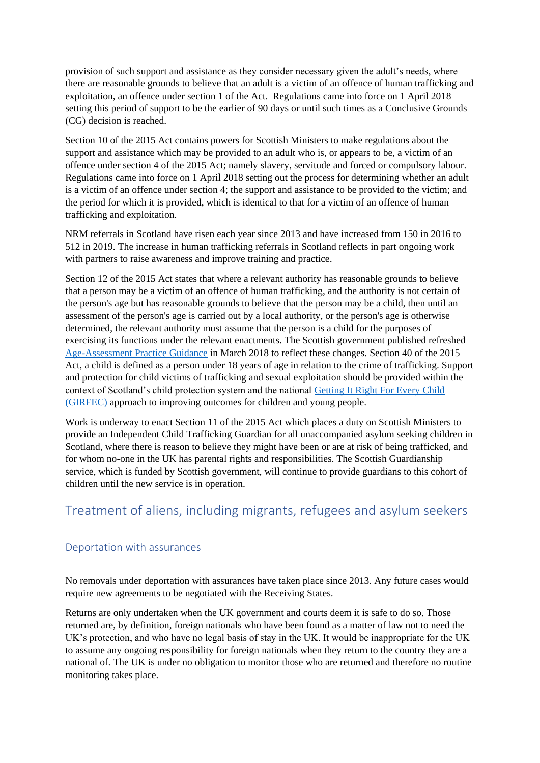provision of such support and assistance as they consider necessary given the adult's needs, where there are reasonable grounds to believe that an adult is a victim of an offence of human trafficking and exploitation, an offence under section 1 of the Act. Regulations came into force on 1 April 2018 setting this period of support to be the earlier of 90 days or until such times as a Conclusive Grounds (CG) decision is reached.

Section 10 of the 2015 Act contains powers for Scottish Ministers to make regulations about the support and assistance which may be provided to an adult who is, or appears to be, a victim of an offence under section 4 of the 2015 Act; namely slavery, servitude and forced or compulsory labour. Regulations came into force on 1 April 2018 setting out the process for determining whether an adult is a victim of an offence under section 4; the support and assistance to be provided to the victim; and the period for which it is provided, which is identical to that for a victim of an offence of human trafficking and exploitation.

NRM referrals in Scotland have risen each year since 2013 and have increased from 150 in 2016 to 512 in 2019. The increase in human trafficking referrals in Scotland reflects in part ongoing work with partners to raise awareness and improve training and practice.

Section 12 of the 2015 Act states that where a relevant authority has reasonable grounds to believe that a person may be a victim of an offence of human trafficking, and the authority is not certain of the person's age but has reasonable grounds to believe that the person may be a child, then until an assessment of the person's age is carried out by a local authority, or the person's age is otherwise determined, the relevant authority must assume that the person is a child for the purposes of exercising its functions under the relevant enactments. The Scottish government published refreshed [Age-Assessment Practice Guidance] in March 2018 to reflect these changes. Section 40 of the 2015 Act, a child is defined as a person under 18 years of age in relation to the crime of trafficking. Support and protection for child victims of trafficking and sexual exploitation should be provided within the context of Scotland's child protection system and the national [Getting It Right For Every Child (GIRFEC)] approach to improving outcomes for children and young people.

Work is underway to enact Section 11 of the 2015 Act which places a duty on Scottish Ministers to provide an Independent Child Trafficking Guardian for all unaccompanied asylum seeking children in Scotland, where there is reason to believe they might have been or are at risk of being trafficked, and for whom no-one in the UK has parental rights and responsibilities. The Scottish Guardianship service, which is funded by Scottish government, will continue to provide guardians to this cohort of children until the new service is in operation.

## Treatment of aliens, including migrants, refugees and asylum seekers

### Deportation with assurances

No removals under deportation with assurances have taken place since 2013. Any future cases would require new agreements to be negotiated with the Receiving States.

Returns are only undertaken when the UK government and courts deem it is safe to do so. Those returned are, by definition, foreign nationals who have been found as a matter of law not to need the UK's protection, and who have no legal basis of stay in the UK. It would be inappropriate for the UK to assume any ongoing responsibility for foreign nationals when they return to the country they are a national of. The UK is under no obligation to monitor those who are returned and therefore no routine monitoring takes place.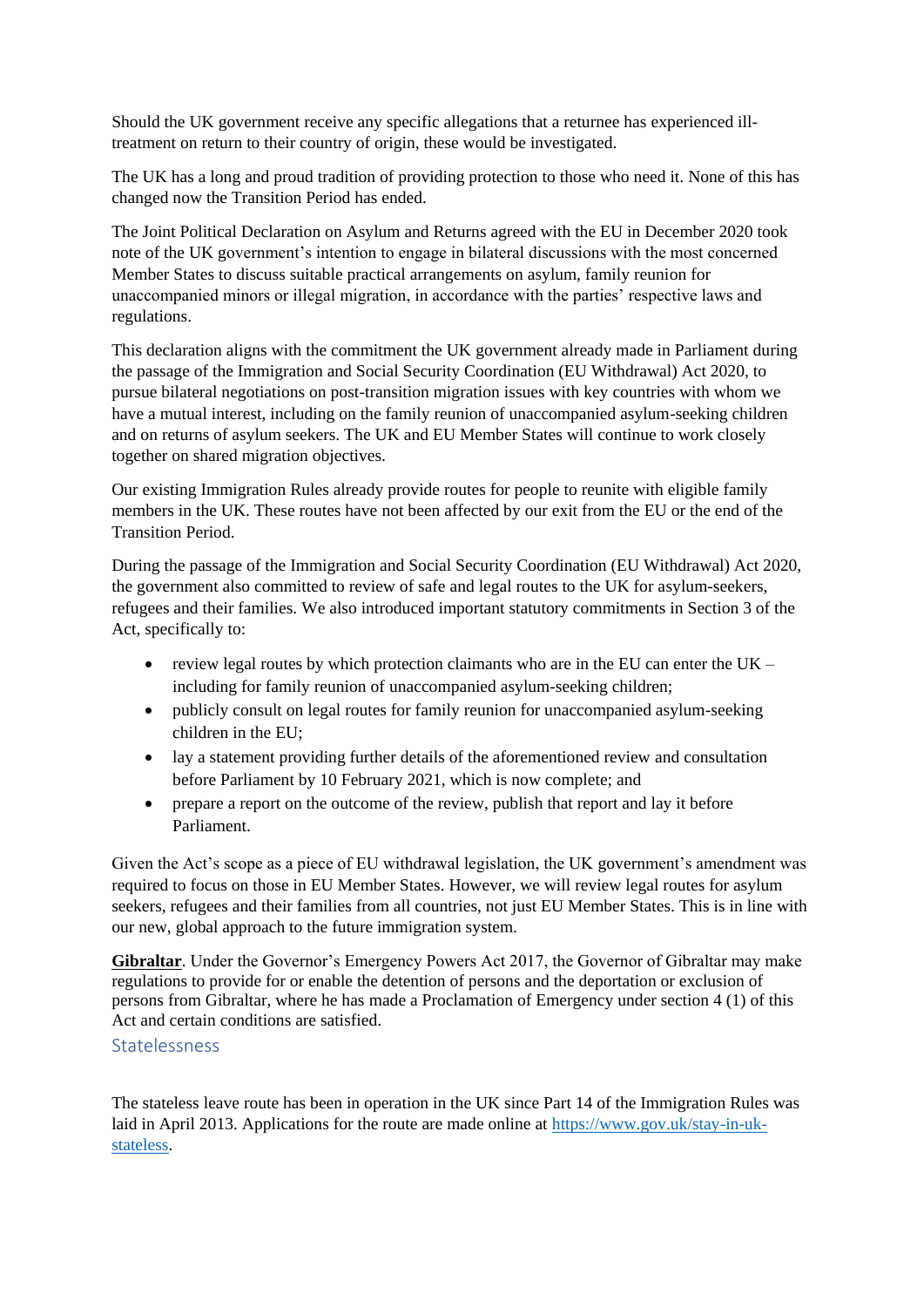Should the UK government receive any specific allegations that a returnee has experienced ill-treatment on return to their country of origin, these would be investigated.

The UK has a long and proud tradition of providing protection to those who need it. None of this has changed now the Transition Period has ended.

The Joint Political Declaration on Asylum and Returns agreed with the EU in December 2020 took note of the UK government's intention to engage in bilateral discussions with the most concerned Member States to discuss suitable practical arrangements on asylum, family reunion for unaccompanied minors or illegal migration, in accordance with the parties' respective laws and regulations.

This declaration aligns with the commitment the UK government already made in Parliament during the passage of the Immigration and Social Security Coordination (EU Withdrawal) Act 2020, to pursue bilateral negotiations on post-transition migration issues with key countries with whom we have a mutual interest, including on the family reunion of unaccompanied asylum-seeking children and on returns of asylum seekers. The UK and EU Member States will continue to work closely together on shared migration objectives.

Our existing Immigration Rules already provide routes for people to reunite with eligible family members in the UK. These routes have not been affected by our exit from the EU or the end of the Transition Period.

During the passage of the Immigration and Social Security Coordination (EU Withdrawal) Act 2020, the government also committed to review of safe and legal routes to the UK for asylum-seekers, refugees and their families. We also introduced important statutory commitments in Section 3 of the Act, specifically to:

- review legal routes by which protection claimants who are in the EU can enter the UK – including for family reunion of unaccompanied asylum-seeking children;
- publicly consult on legal routes for family reunion for unaccompanied asylum-seeking children in the EU;
- lay a statement providing further details of the aforementioned review and consultation before Parliament by 10 February 2021, which is now complete; and
- prepare a report on the outcome of the review, publish that report and lay it before Parliament.

Given the Act's scope as a piece of EU withdrawal legislation, the UK government's amendment was required to focus on those in EU Member States. However, we will review legal routes for asylum seekers, refugees and their families from all countries, not just EU Member States. This is in line with our new, global approach to the future immigration system.

**Gibraltar**. Under the Governor's Emergency Powers Act 2017, the Governor of Gibraltar may make regulations to provide for or enable the detention of persons and the deportation or exclusion of persons from Gibraltar, where he has made a Proclamation of Emergency under section 4 (1) of this Act and certain conditions are satisfied.

## Statelessness

The stateless leave route has been in operation in the UK since Part 14 of the Immigration Rules was laid in April 2013. Applications for the route are made online at https://www.gov.uk/stay-in-uk-stateless.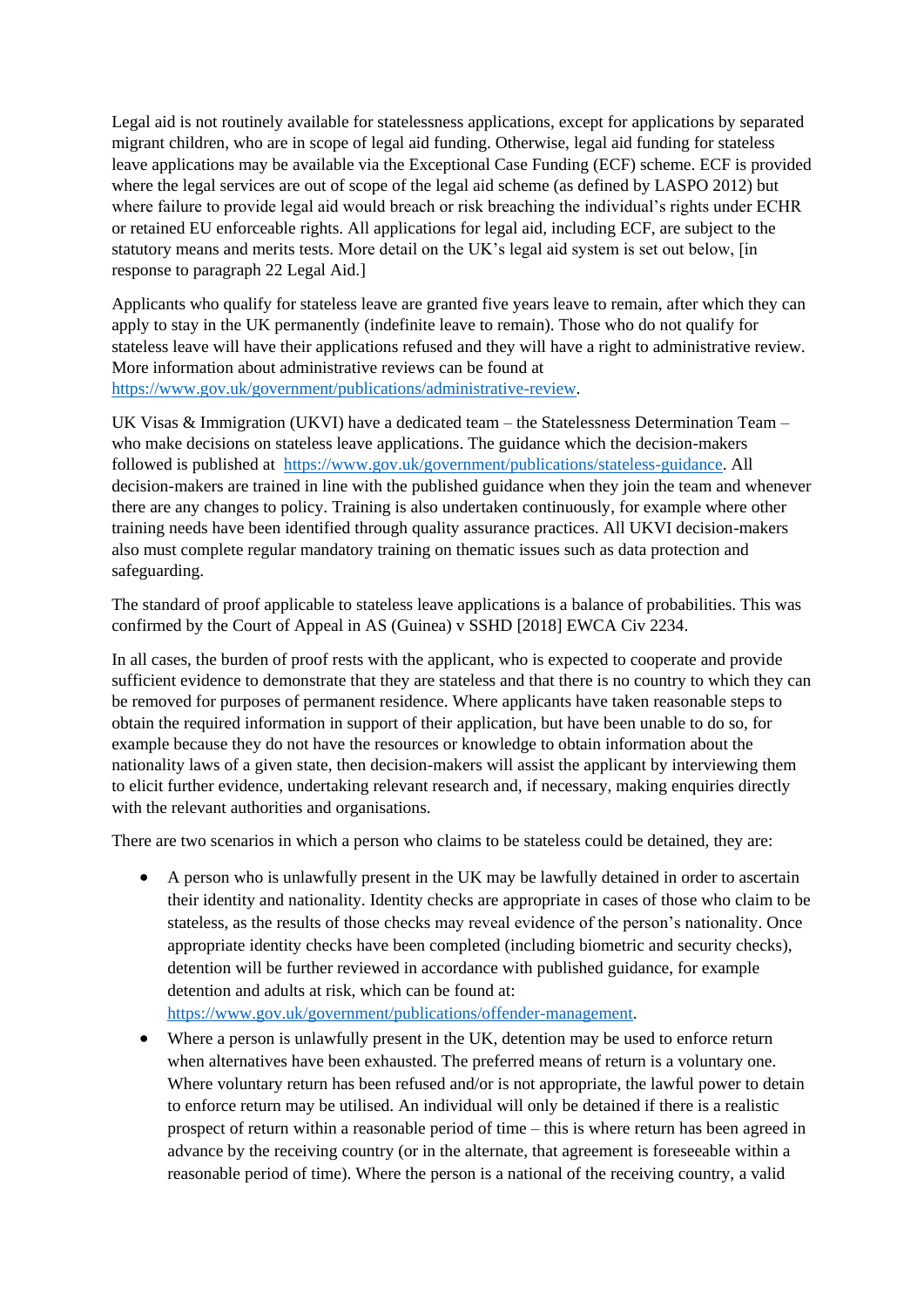Legal aid is not routinely available for statelessness applications, except for applications by separated migrant children, who are in scope of legal aid funding. Otherwise, legal aid funding for stateless leave applications may be available via the Exceptional Case Funding (ECF) scheme. ECF is provided where the legal services are out of scope of the legal aid scheme (as defined by LASPO 2012) but where failure to provide legal aid would breach or risk breaching the individual's rights under ECHR or retained EU enforceable rights. All applications for legal aid, including ECF, are subject to the statutory means and merits tests. More detail on the UK's legal aid system is set out below, [in response to paragraph 22 Legal Aid.]

Applicants who qualify for stateless leave are granted five years leave to remain, after which they can apply to stay in the UK permanently (indefinite leave to remain). Those who do not qualify for stateless leave will have their applications refused and they will have a right to administrative review. More information about administrative reviews can be found at https://www.gov.uk/government/publications/administrative-review.

UK Visas & Immigration (UKVI) have a dedicated team – the Statelessness Determination Team – who make decisions on stateless leave applications. The guidance which the decision-makers followed is published at https://www.gov.uk/government/publications/stateless-guidance. All decision-makers are trained in line with the published guidance when they join the team and whenever there are any changes to policy. Training is also undertaken continuously, for example where other training needs have been identified through quality assurance practices. All UKVI decision-makers also must complete regular mandatory training on thematic issues such as data protection and safeguarding.

The standard of proof applicable to stateless leave applications is a balance of probabilities. This was confirmed by the Court of Appeal in AS (Guinea) v SSHD [2018] EWCA Civ 2234.

In all cases, the burden of proof rests with the applicant, who is expected to cooperate and provide sufficient evidence to demonstrate that they are stateless and that there is no country to which they can be removed for purposes of permanent residence. Where applicants have taken reasonable steps to obtain the required information in support of their application, but have been unable to do so, for example because they do not have the resources or knowledge to obtain information about the nationality laws of a given state, then decision-makers will assist the applicant by interviewing them to elicit further evidence, undertaking relevant research and, if necessary, making enquiries directly with the relevant authorities and organisations.

There are two scenarios in which a person who claims to be stateless could be detained, they are:

- A person who is unlawfully present in the UK may be lawfully detained in order to ascertain their identity and nationality. Identity checks are appropriate in cases of those who claim to be stateless, as the results of those checks may reveal evidence of the person's nationality. Once appropriate identity checks have been completed (including biometric and security checks), detention will be further reviewed in accordance with published guidance, for example detention and adults at risk, which can be found at: https://www.gov.uk/government/publications/offender-management.
- Where a person is unlawfully present in the UK, detention may be used to enforce return when alternatives have been exhausted. The preferred means of return is a voluntary one. Where voluntary return has been refused and/or is not appropriate, the lawful power to detain to enforce return may be utilised. An individual will only be detained if there is a realistic prospect of return within a reasonable period of time – this is where return has been agreed in advance by the receiving country (or in the alternate, that agreement is foreseeable within a reasonable period of time). Where the person is a national of the receiving country, a valid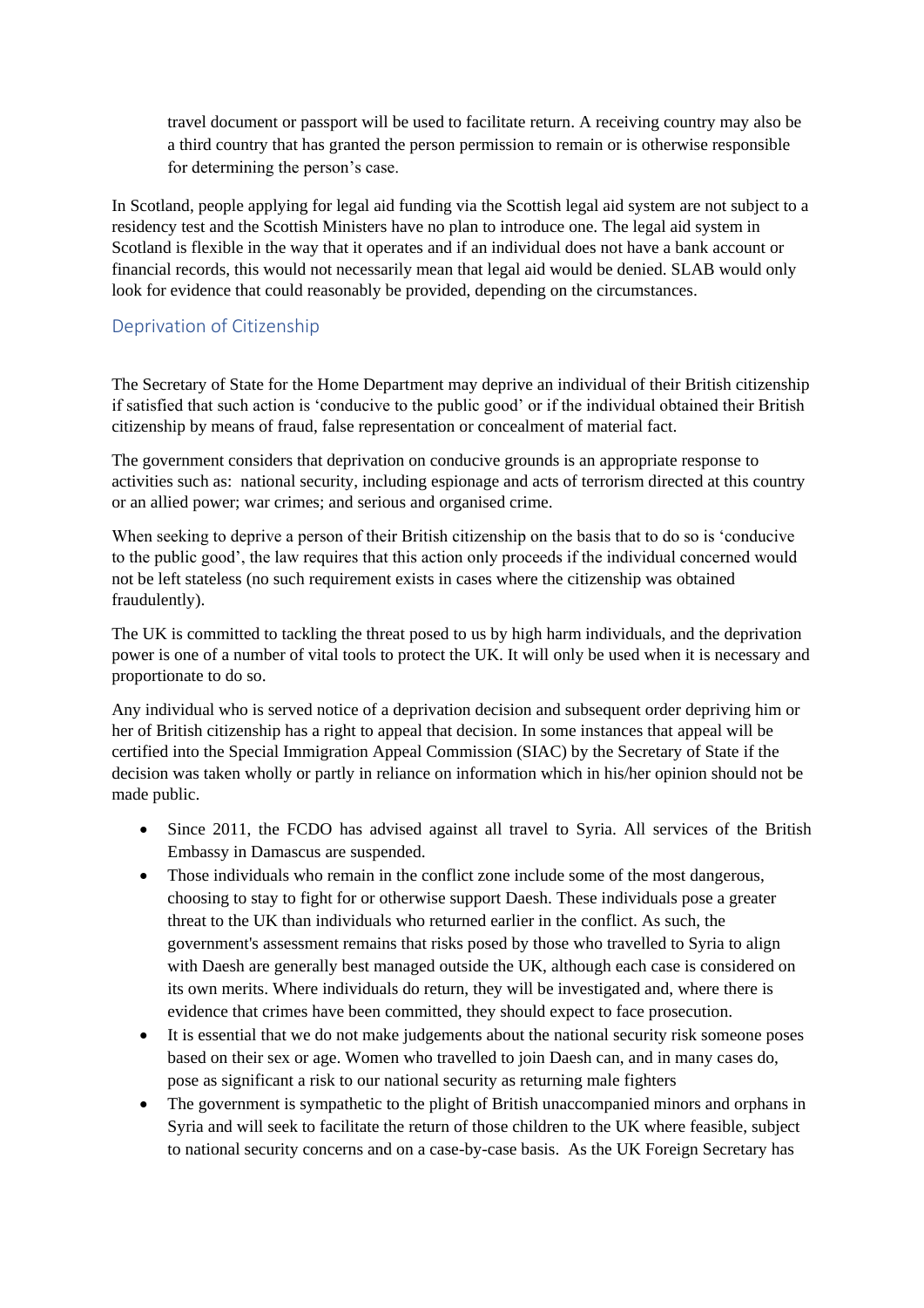travel document or passport will be used to facilitate return. A receiving country may also be a third country that has granted the person permission to remain or is otherwise responsible for determining the person's case.

In Scotland, people applying for legal aid funding via the Scottish legal aid system are not subject to a residency test and the Scottish Ministers have no plan to introduce one. The legal aid system in Scotland is flexible in the way that it operates and if an individual does not have a bank account or financial records, this would not necessarily mean that legal aid would be denied. SLAB would only look for evidence that could reasonably be provided, depending on the circumstances.

## Deprivation of Citizenship

The Secretary of State for the Home Department may deprive an individual of their British citizenship if satisfied that such action is 'conducive to the public good' or if the individual obtained their British citizenship by means of fraud, false representation or concealment of material fact.

The government considers that deprivation on conducive grounds is an appropriate response to activities such as: national security, including espionage and acts of terrorism directed at this country or an allied power; war crimes; and serious and organised crime.

When seeking to deprive a person of their British citizenship on the basis that to do so is 'conducive to the public good', the law requires that this action only proceeds if the individual concerned would not be left stateless (no such requirement exists in cases where the citizenship was obtained fraudulently).

The UK is committed to tackling the threat posed to us by high harm individuals, and the deprivation power is one of a number of vital tools to protect the UK. It will only be used when it is necessary and proportionate to do so.

Any individual who is served notice of a deprivation decision and subsequent order depriving him or her of British citizenship has a right to appeal that decision. In some instances that appeal will be certified into the Special Immigration Appeal Commission (SIAC) by the Secretary of State if the decision was taken wholly or partly in reliance on information which in his/her opinion should not be made public.

- Since 2011, the FCDO has advised against all travel to Syria. All services of the British Embassy in Damascus are suspended.
- Those individuals who remain in the conflict zone include some of the most dangerous, choosing to stay to fight for or otherwise support Daesh. These individuals pose a greater threat to the UK than individuals who returned earlier in the conflict. As such, the government's assessment remains that risks posed by those who travelled to Syria to align with Daesh are generally best managed outside the UK, although each case is considered on its own merits. Where individuals do return, they will be investigated and, where there is evidence that crimes have been committed, they should expect to face prosecution.
- It is essential that we do not make judgements about the national security risk someone poses based on their sex or age. Women who travelled to join Daesh can, and in many cases do, pose as significant a risk to our national security as returning male fighters
- The government is sympathetic to the plight of British unaccompanied minors and orphans in Syria and will seek to facilitate the return of those children to the UK where feasible, subject to national security concerns and on a case-by-case basis. As the UK Foreign Secretary has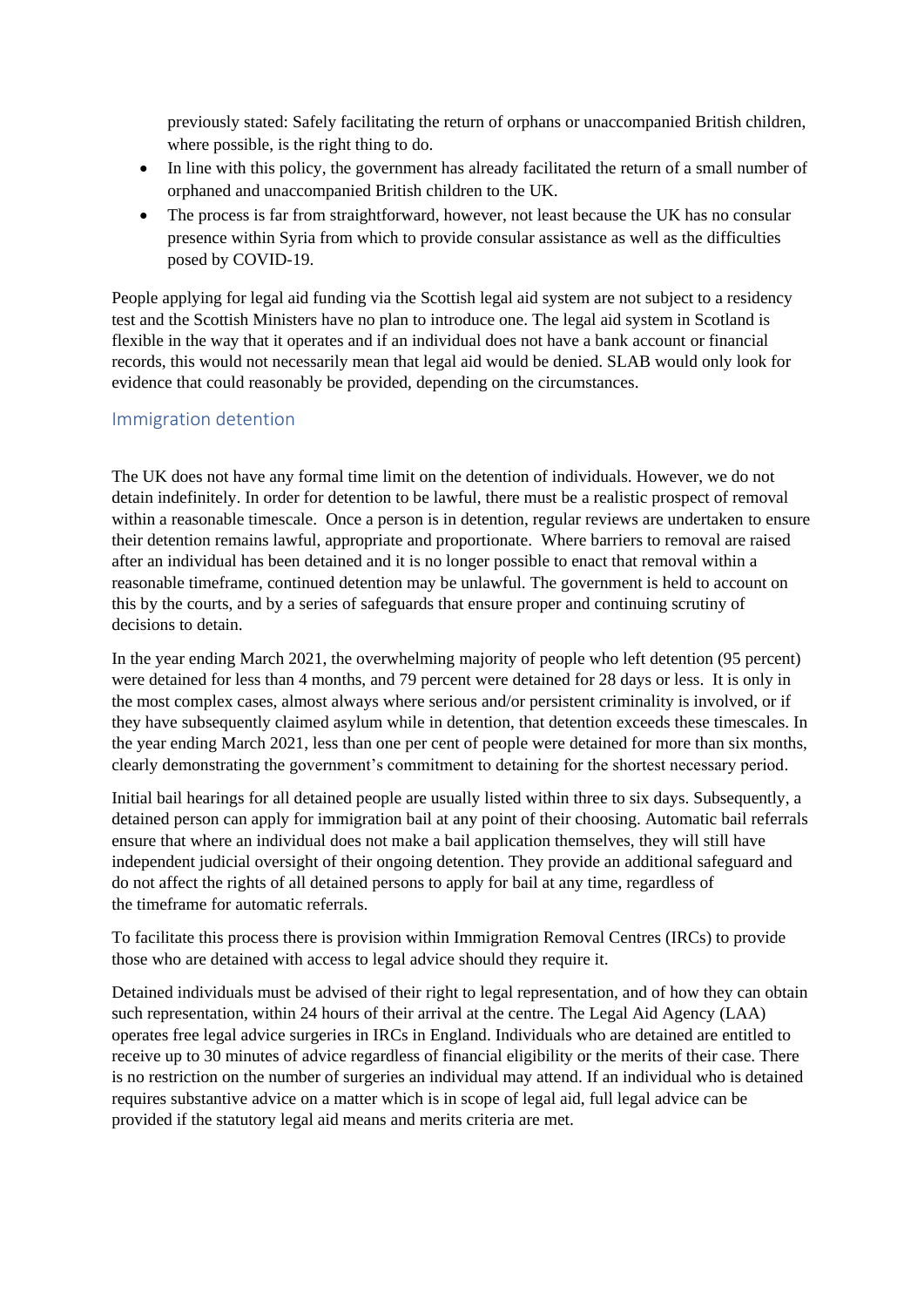previously stated: Safely facilitating the return of orphans or unaccompanied British children, where possible, is the right thing to do.

- In line with this policy, the government has already facilitated the return of a small number of orphaned and unaccompanied British children to the UK.
- The process is far from straightforward, however, not least because the UK has no consular presence within Syria from which to provide consular assistance as well as the difficulties posed by COVID-19.

People applying for legal aid funding via the Scottish legal aid system are not subject to a residency test and the Scottish Ministers have no plan to introduce one. The legal aid system in Scotland is flexible in the way that it operates and if an individual does not have a bank account or financial records, this would not necessarily mean that legal aid would be denied. SLAB would only look for evidence that could reasonably be provided, depending on the circumstances.

## Immigration detention

The UK does not have any formal time limit on the detention of individuals. However, we do not detain indefinitely. In order for detention to be lawful, there must be a realistic prospect of removal within a reasonable timescale. Once a person is in detention, regular reviews are undertaken to ensure their detention remains lawful, appropriate and proportionate. Where barriers to removal are raised after an individual has been detained and it is no longer possible to enact that removal within a reasonable timeframe, continued detention may be unlawful. The government is held to account on this by the courts, and by a series of safeguards that ensure proper and continuing scrutiny of decisions to detain.

In the year ending March 2021, the overwhelming majority of people who left detention (95 percent) were detained for less than 4 months, and 79 percent were detained for 28 days or less. It is only in the most complex cases, almost always where serious and/or persistent criminality is involved, or if they have subsequently claimed asylum while in detention, that detention exceeds these timescales. In the year ending March 2021, less than one per cent of people were detained for more than six months, clearly demonstrating the government's commitment to detaining for the shortest necessary period.

Initial bail hearings for all detained people are usually listed within three to six days. Subsequently, a detained person can apply for immigration bail at any point of their choosing. Automatic bail referrals ensure that where an individual does not make a bail application themselves, they will still have independent judicial oversight of their ongoing detention. They provide an additional safeguard and do not affect the rights of all detained persons to apply for bail at any time, regardless of the timeframe for automatic referrals.

To facilitate this process there is provision within Immigration Removal Centres (IRCs) to provide those who are detained with access to legal advice should they require it.

Detained individuals must be advised of their right to legal representation, and of how they can obtain such representation, within 24 hours of their arrival at the centre. The Legal Aid Agency (LAA) operates free legal advice surgeries in IRCs in England. Individuals who are detained are entitled to receive up to 30 minutes of advice regardless of financial eligibility or the merits of their case. There is no restriction on the number of surgeries an individual may attend. If an individual who is detained requires substantive advice on a matter which is in scope of legal aid, full legal advice can be provided if the statutory legal aid means and merits criteria are met.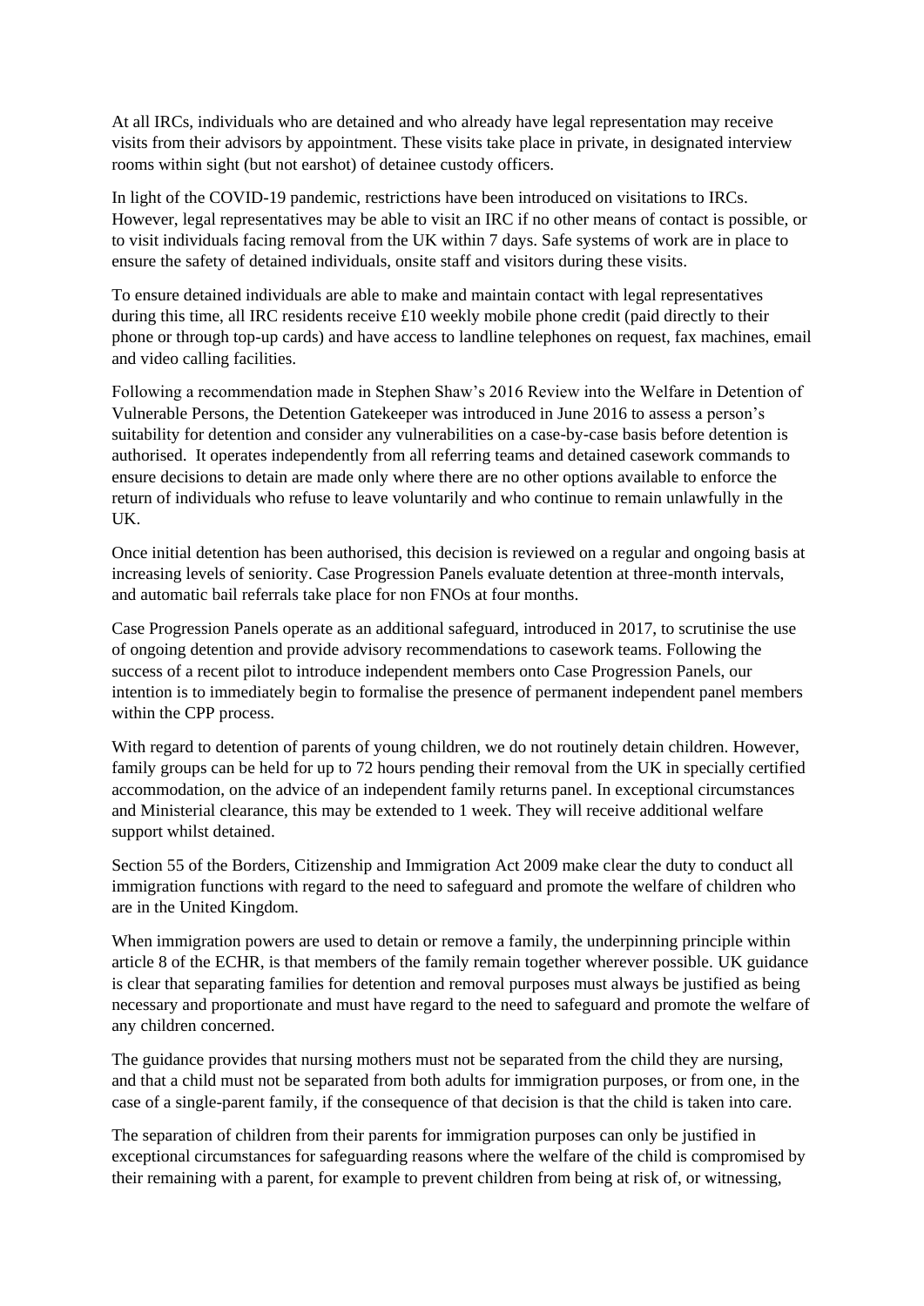At all IRCs, individuals who are detained and who already have legal representation may receive visits from their advisors by appointment. These visits take place in private, in designated interview rooms within sight (but not earshot) of detainee custody officers.

In light of the COVID-19 pandemic, restrictions have been introduced on visitations to IRCs. However, legal representatives may be able to visit an IRC if no other means of contact is possible, or to visit individuals facing removal from the UK within 7 days. Safe systems of work are in place to ensure the safety of detained individuals, onsite staff and visitors during these visits.

To ensure detained individuals are able to make and maintain contact with legal representatives during this time, all IRC residents receive £10 weekly mobile phone credit (paid directly to their phone or through top-up cards) and have access to landline telephones on request, fax machines, email and video calling facilities.

Following a recommendation made in Stephen Shaw's 2016 Review into the Welfare in Detention of Vulnerable Persons, the Detention Gatekeeper was introduced in June 2016 to assess a person's suitability for detention and consider any vulnerabilities on a case-by-case basis before detention is authorised. It operates independently from all referring teams and detained casework commands to ensure decisions to detain are made only where there are no other options available to enforce the return of individuals who refuse to leave voluntarily and who continue to remain unlawfully in the UK.

Once initial detention has been authorised, this decision is reviewed on a regular and ongoing basis at increasing levels of seniority. Case Progression Panels evaluate detention at three-month intervals, and automatic bail referrals take place for non FNOs at four months.

Case Progression Panels operate as an additional safeguard, introduced in 2017, to scrutinise the use of ongoing detention and provide advisory recommendations to casework teams. Following the success of a recent pilot to introduce independent members onto Case Progression Panels, our intention is to immediately begin to formalise the presence of permanent independent panel members within the CPP process.

With regard to detention of parents of young children, we do not routinely detain children. However, family groups can be held for up to 72 hours pending their removal from the UK in specially certified accommodation, on the advice of an independent family returns panel. In exceptional circumstances and Ministerial clearance, this may be extended to 1 week. They will receive additional welfare support whilst detained.

Section 55 of the Borders, Citizenship and Immigration Act 2009 make clear the duty to conduct all immigration functions with regard to the need to safeguard and promote the welfare of children who are in the United Kingdom.

When immigration powers are used to detain or remove a family, the underpinning principle within article 8 of the ECHR, is that members of the family remain together wherever possible. UK guidance is clear that separating families for detention and removal purposes must always be justified as being necessary and proportionate and must have regard to the need to safeguard and promote the welfare of any children concerned.

The guidance provides that nursing mothers must not be separated from the child they are nursing, and that a child must not be separated from both adults for immigration purposes, or from one, in the case of a single-parent family, if the consequence of that decision is that the child is taken into care.

The separation of children from their parents for immigration purposes can only be justified in exceptional circumstances for safeguarding reasons where the welfare of the child is compromised by their remaining with a parent, for example to prevent children from being at risk of, or witnessing,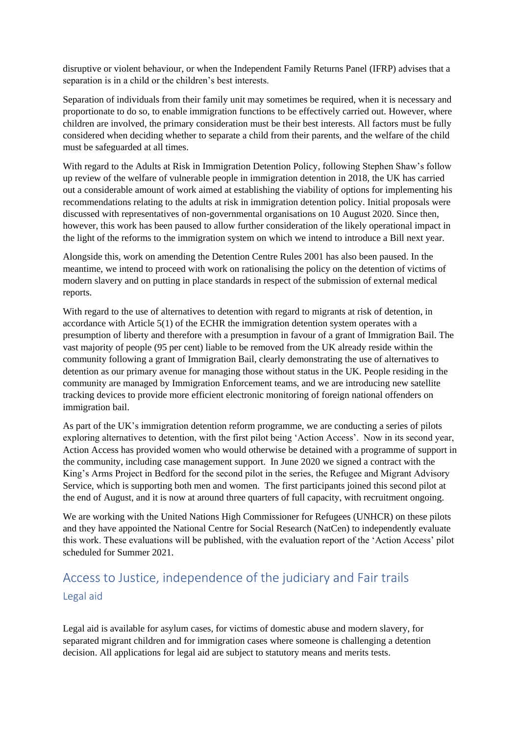disruptive or violent behaviour, or when the Independent Family Returns Panel (IFRP) advises that a separation is in a child or the children's best interests.

Separation of individuals from their family unit may sometimes be required, when it is necessary and proportionate to do so, to enable immigration functions to be effectively carried out. However, where children are involved, the primary consideration must be their best interests. All factors must be fully considered when deciding whether to separate a child from their parents, and the welfare of the child must be safeguarded at all times.

With regard to the Adults at Risk in Immigration Detention Policy, following Stephen Shaw's follow up review of the welfare of vulnerable people in immigration detention in 2018, the UK has carried out a considerable amount of work aimed at establishing the viability of options for implementing his recommendations relating to the adults at risk in immigration detention policy. Initial proposals were discussed with representatives of non-governmental organisations on 10 August 2020. Since then, however, this work has been paused to allow further consideration of the likely operational impact in the light of the reforms to the immigration system on which we intend to introduce a Bill next year.

Alongside this, work on amending the Detention Centre Rules 2001 has also been paused. In the meantime, we intend to proceed with work on rationalising the policy on the detention of victims of modern slavery and on putting in place standards in respect of the submission of external medical reports.

With regard to the use of alternatives to detention with regard to migrants at risk of detention, in accordance with Article 5(1) of the ECHR the immigration detention system operates with a presumption of liberty and therefore with a presumption in favour of a grant of Immigration Bail. The vast majority of people (95 per cent) liable to be removed from the UK already reside within the community following a grant of Immigration Bail, clearly demonstrating the use of alternatives to detention as our primary avenue for managing those without status in the UK. People residing in the community are managed by Immigration Enforcement teams, and we are introducing new satellite tracking devices to provide more efficient electronic monitoring of foreign national offenders on immigration bail.

As part of the UK's immigration detention reform programme, we are conducting a series of pilots exploring alternatives to detention, with the first pilot being 'Action Access'. Now in its second year, Action Access has provided women who would otherwise be detained with a programme of support in the community, including case management support. In June 2020 we signed a contract with the King's Arms Project in Bedford for the second pilot in the series, the Refugee and Migrant Advisory Service, which is supporting both men and women. The first participants joined this second pilot at the end of August, and it is now at around three quarters of full capacity, with recruitment ongoing.

We are working with the United Nations High Commissioner for Refugees (UNHCR) on these pilots and they have appointed the National Centre for Social Research (NatCen) to independently evaluate this work. These evaluations will be published, with the evaluation report of the 'Action Access' pilot scheduled for Summer 2021.

## Access to Justice, independence of the judiciary and Fair trails

### Legal aid

Legal aid is available for asylum cases, for victims of domestic abuse and modern slavery, for separated migrant children and for immigration cases where someone is challenging a detention decision. All applications for legal aid are subject to statutory means and merits tests.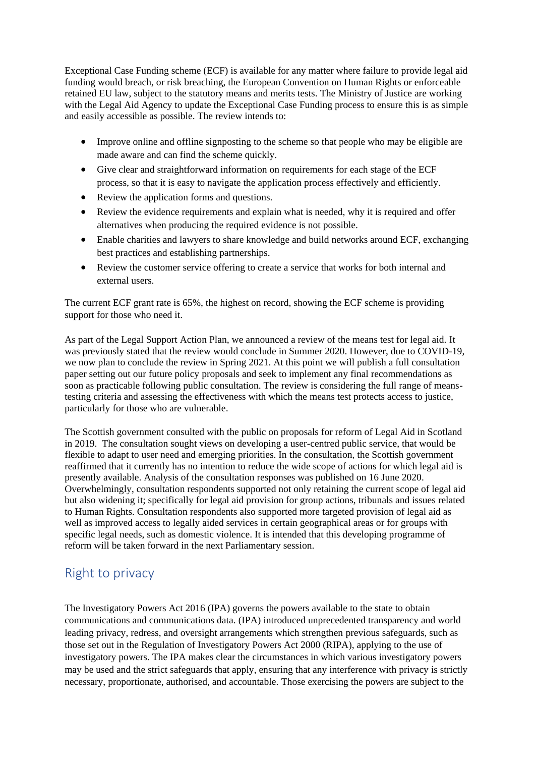Exceptional Case Funding scheme (ECF) is available for any matter where failure to provide legal aid funding would breach, or risk breaching, the European Convention on Human Rights or enforceable retained EU law, subject to the statutory means and merits tests. The Ministry of Justice are working with the Legal Aid Agency to update the Exceptional Case Funding process to ensure this is as simple and easily accessible as possible. The review intends to:

- Improve online and offline signposting to the scheme so that people who may be eligible are made aware and can find the scheme quickly.
- Give clear and straightforward information on requirements for each stage of the ECF process, so that it is easy to navigate the application process effectively and efficiently.
- Review the application forms and questions.
- Review the evidence requirements and explain what is needed, why it is required and offer alternatives when producing the required evidence is not possible.
- Enable charities and lawyers to share knowledge and build networks around ECF, exchanging best practices and establishing partnerships.
- Review the customer service offering to create a service that works for both internal and external users.

The current ECF grant rate is 65%, the highest on record, showing the ECF scheme is providing support for those who need it.

As part of the Legal Support Action Plan, we announced a review of the means test for legal aid. It was previously stated that the review would conclude in Summer 2020. However, due to COVID-19, we now plan to conclude the review in Spring 2021. At this point we will publish a full consultation paper setting out our future policy proposals and seek to implement any final recommendations as soon as practicable following public consultation. The review is considering the full range of means-testing criteria and assessing the effectiveness with which the means test protects access to justice, particularly for those who are vulnerable.

The Scottish government consulted with the public on proposals for reform of Legal Aid in Scotland in 2019. The consultation sought views on developing a user-centred public service, that would be flexible to adapt to user need and emerging priorities. In the consultation, the Scottish government reaffirmed that it currently has no intention to reduce the wide scope of actions for which legal aid is presently available. Analysis of the consultation responses was published on 16 June 2020. Overwhelmingly, consultation respondents supported not only retaining the current scope of legal aid but also widening it; specifically for legal aid provision for group actions, tribunals and issues related to Human Rights. Consultation respondents also supported more targeted provision of legal aid as well as improved access to legally aided services in certain geographical areas or for groups with specific legal needs, such as domestic violence. It is intended that this developing programme of reform will be taken forward in the next Parliamentary session.

## Right to privacy

The Investigatory Powers Act 2016 (IPA) governs the powers available to the state to obtain communications and communications data. (IPA) introduced unprecedented transparency and world leading privacy, redress, and oversight arrangements which strengthen previous safeguards, such as those set out in the Regulation of Investigatory Powers Act 2000 (RIPA), applying to the use of investigatory powers. The IPA makes clear the circumstances in which various investigatory powers may be used and the strict safeguards that apply, ensuring that any interference with privacy is strictly necessary, proportionate, authorised, and accountable. Those exercising the powers are subject to the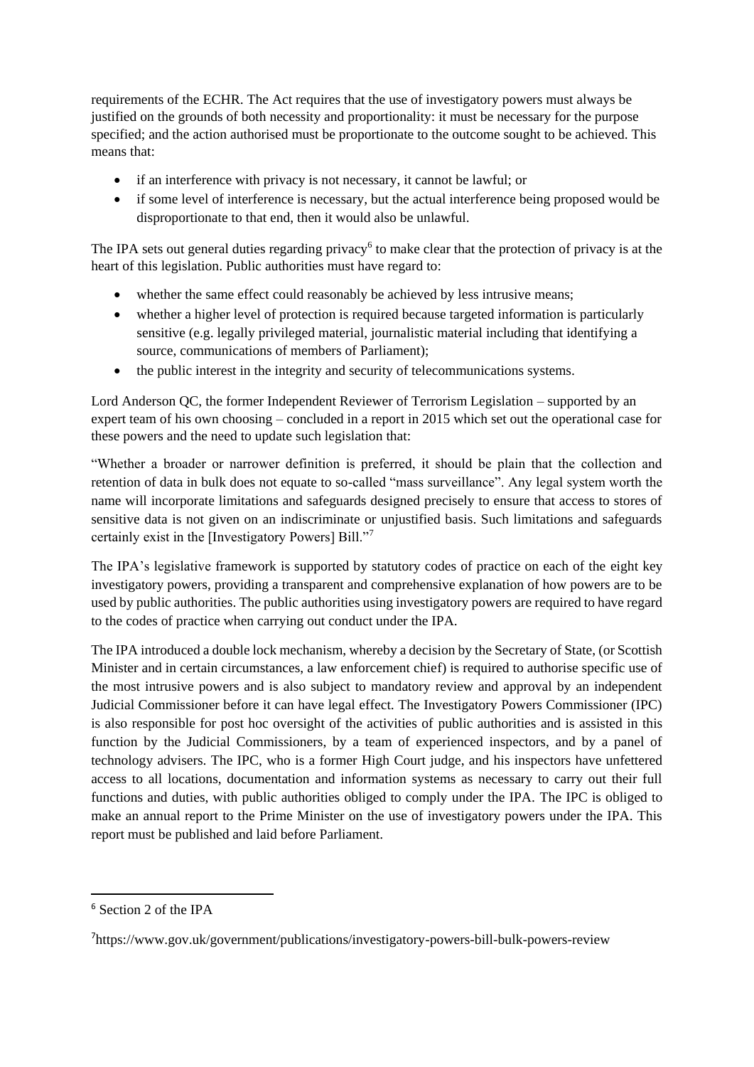requirements of the ECHR. The Act requires that the use of investigatory powers must always be justified on the grounds of both necessity and proportionality: it must be necessary for the purpose specified; and the action authorised must be proportionate to the outcome sought to be achieved. This means that:

- if an interference with privacy is not necessary, it cannot be lawful; or
- if some level of interference is necessary, but the actual interference being proposed would be disproportionate to that end, then it would also be unlawful.

The IPA sets out general duties regarding privacy[6] to make clear that the protection of privacy is at the heart of this legislation. Public authorities must have regard to:

- whether the same effect could reasonably be achieved by less intrusive means;
- whether a higher level of protection is required because targeted information is particularly sensitive (e.g. legally privileged material, journalistic material including that identifying a source, communications of members of Parliament);
- the public interest in the integrity and security of telecommunications systems.

Lord Anderson QC, the former Independent Reviewer of Terrorism Legislation – supported by an expert team of his own choosing – concluded in a report in 2015 which set out the operational case for these powers and the need to update such legislation that:

"Whether a broader or narrower definition is preferred, it should be plain that the collection and retention of data in bulk does not equate to so-called "mass surveillance". Any legal system worth the name will incorporate limitations and safeguards designed precisely to ensure that access to stores of sensitive data is not given on an indiscriminate or unjustified basis. Such limitations and safeguards certainly exist in the [Investigatory Powers] Bill."[7]

The IPA's legislative framework is supported by statutory codes of practice on each of the eight key investigatory powers, providing a transparent and comprehensive explanation of how powers are to be used by public authorities. The public authorities using investigatory powers are required to have regard to the codes of practice when carrying out conduct under the IPA.

The IPA introduced a double lock mechanism, whereby a decision by the Secretary of State, (or Scottish Minister and in certain circumstances, a law enforcement chief) is required to authorise specific use of the most intrusive powers and is also subject to mandatory review and approval by an independent Judicial Commissioner before it can have legal effect. The Investigatory Powers Commissioner (IPC) is also responsible for post hoc oversight of the activities of public authorities and is assisted in this function by the Judicial Commissioners, by a team of experienced inspectors, and by a panel of technology advisers. The IPC, who is a former High Court judge, and his inspectors have unfettered access to all locations, documentation and information systems as necessary to carry out their full functions and duties, with public authorities obliged to comply under the IPA. The IPC is obliged to make an annual report to the Prime Minister on the use of investigatory powers under the IPA. This report must be published and laid before Parliament.

---

[6] Section 2 of the IPA

[7] https://www.gov.uk/government/publications/investigatory-powers-bill-bulk-powers-review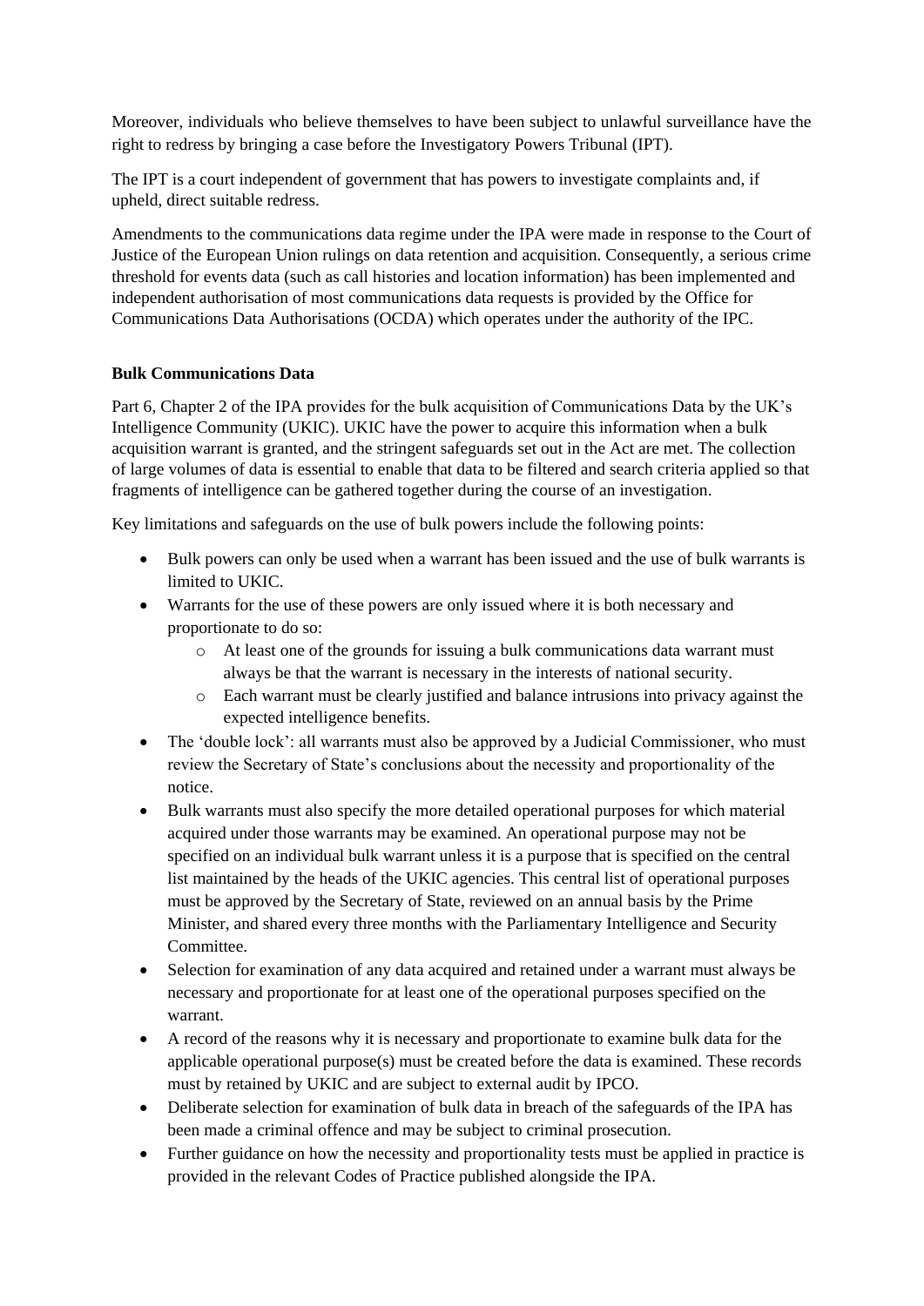Moreover, individuals who believe themselves to have been subject to unlawful surveillance have the right to redress by bringing a case before the Investigatory Powers Tribunal (IPT).

The IPT is a court independent of government that has powers to investigate complaints and, if upheld, direct suitable redress.

Amendments to the communications data regime under the IPA were made in response to the Court of Justice of the European Union rulings on data retention and acquisition. Consequently, a serious crime threshold for events data (such as call histories and location information) has been implemented and independent authorisation of most communications data requests is provided by the Office for Communications Data Authorisations (OCDA) which operates under the authority of the IPC.

**Bulk Communications Data**

Part 6, Chapter 2 of the IPA provides for the bulk acquisition of Communications Data by the UK's Intelligence Community (UKIC). UKIC have the power to acquire this information when a bulk acquisition warrant is granted, and the stringent safeguards set out in the Act are met. The collection of large volumes of data is essential to enable that data to be filtered and search criteria applied so that fragments of intelligence can be gathered together during the course of an investigation.

Key limitations and safeguards on the use of bulk powers include the following points:

- Bulk powers can only be used when a warrant has been issued and the use of bulk warrants is limited to UKIC.
- Warrants for the use of these powers are only issued where it is both necessary and proportionate to do so:
  - At least one of the grounds for issuing a bulk communications data warrant must always be that the warrant is necessary in the interests of national security.
  - Each warrant must be clearly justified and balance intrusions into privacy against the expected intelligence benefits.
- The 'double lock': all warrants must also be approved by a Judicial Commissioner, who must review the Secretary of State's conclusions about the necessity and proportionality of the notice.
- Bulk warrants must also specify the more detailed operational purposes for which material acquired under those warrants may be examined. An operational purpose may not be specified on an individual bulk warrant unless it is a purpose that is specified on the central list maintained by the heads of the UKIC agencies. This central list of operational purposes must be approved by the Secretary of State, reviewed on an annual basis by the Prime Minister, and shared every three months with the Parliamentary Intelligence and Security Committee.
- Selection for examination of any data acquired and retained under a warrant must always be necessary and proportionate for at least one of the operational purposes specified on the warrant.
- A record of the reasons why it is necessary and proportionate to examine bulk data for the applicable operational purpose(s) must be created before the data is examined. These records must by retained by UKIC and are subject to external audit by IPCO.
- Deliberate selection for examination of bulk data in breach of the safeguards of the IPA has been made a criminal offence and may be subject to criminal prosecution.
- Further guidance on how the necessity and proportionality tests must be applied in practice is provided in the relevant Codes of Practice published alongside the IPA.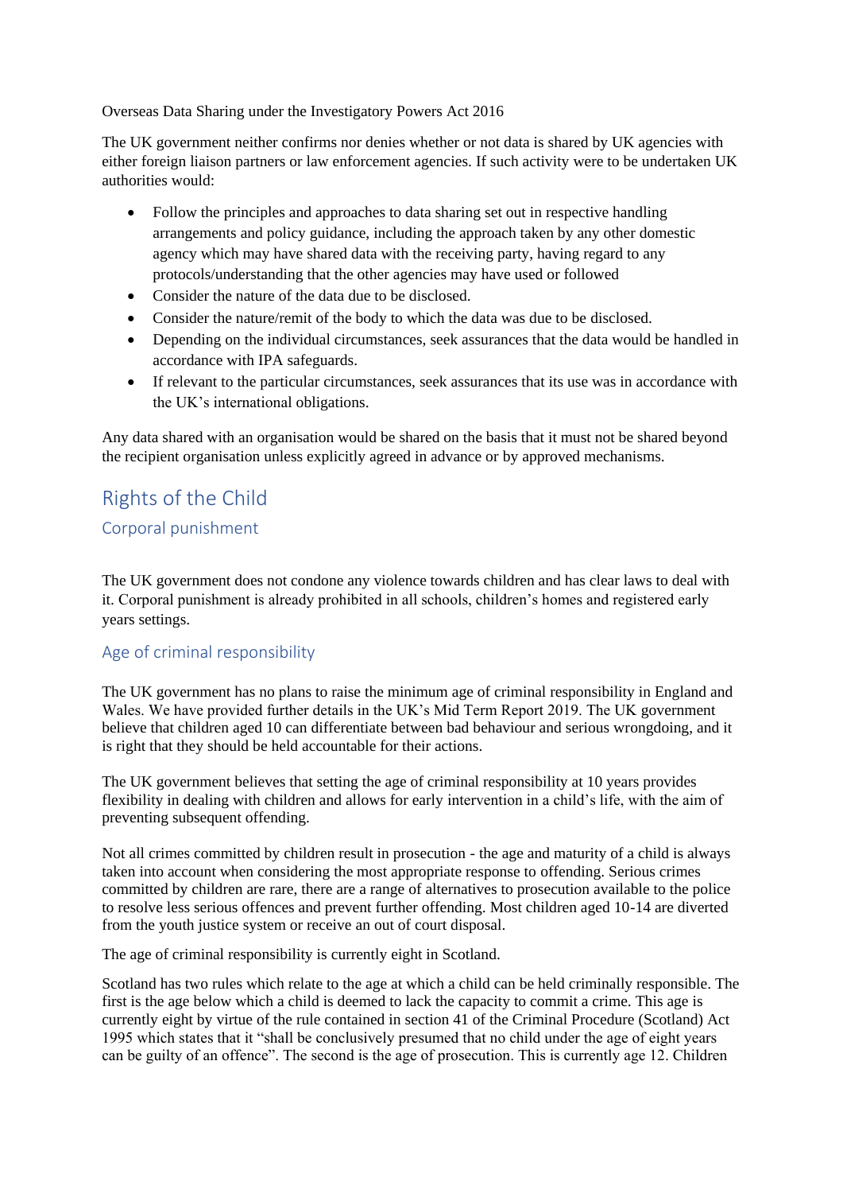Overseas Data Sharing under the Investigatory Powers Act 2016

The UK government neither confirms nor denies whether or not data is shared by UK agencies with either foreign liaison partners or law enforcement agencies. If such activity were to be undertaken UK authorities would:

- Follow the principles and approaches to data sharing set out in respective handling arrangements and policy guidance, including the approach taken by any other domestic agency which may have shared data with the receiving party, having regard to any protocols/understanding that the other agencies may have used or followed
- Consider the nature of the data due to be disclosed.
- Consider the nature/remit of the body to which the data was due to be disclosed.
- Depending on the individual circumstances, seek assurances that the data would be handled in accordance with IPA safeguards.
- If relevant to the particular circumstances, seek assurances that its use was in accordance with the UK's international obligations.

Any data shared with an organisation would be shared on the basis that it must not be shared beyond the recipient organisation unless explicitly agreed in advance or by approved mechanisms.

## Rights of the Child

### Corporal punishment

The UK government does not condone any violence towards children and has clear laws to deal with it. Corporal punishment is already prohibited in all schools, children's homes and registered early years settings.

### Age of criminal responsibility

The UK government has no plans to raise the minimum age of criminal responsibility in England and Wales. We have provided further details in the UK's Mid Term Report 2019. The UK government believe that children aged 10 can differentiate between bad behaviour and serious wrongdoing, and it is right that they should be held accountable for their actions.

The UK government believes that setting the age of criminal responsibility at 10 years provides flexibility in dealing with children and allows for early intervention in a child's life, with the aim of preventing subsequent offending.

Not all crimes committed by children result in prosecution - the age and maturity of a child is always taken into account when considering the most appropriate response to offending. Serious crimes committed by children are rare, there are a range of alternatives to prosecution available to the police to resolve less serious offences and prevent further offending. Most children aged 10-14 are diverted from the youth justice system or receive an out of court disposal.

The age of criminal responsibility is currently eight in Scotland.

Scotland has two rules which relate to the age at which a child can be held criminally responsible. The first is the age below which a child is deemed to lack the capacity to commit a crime. This age is currently eight by virtue of the rule contained in section 41 of the Criminal Procedure (Scotland) Act 1995 which states that it "shall be conclusively presumed that no child under the age of eight years can be guilty of an offence". The second is the age of prosecution. This is currently age 12. Children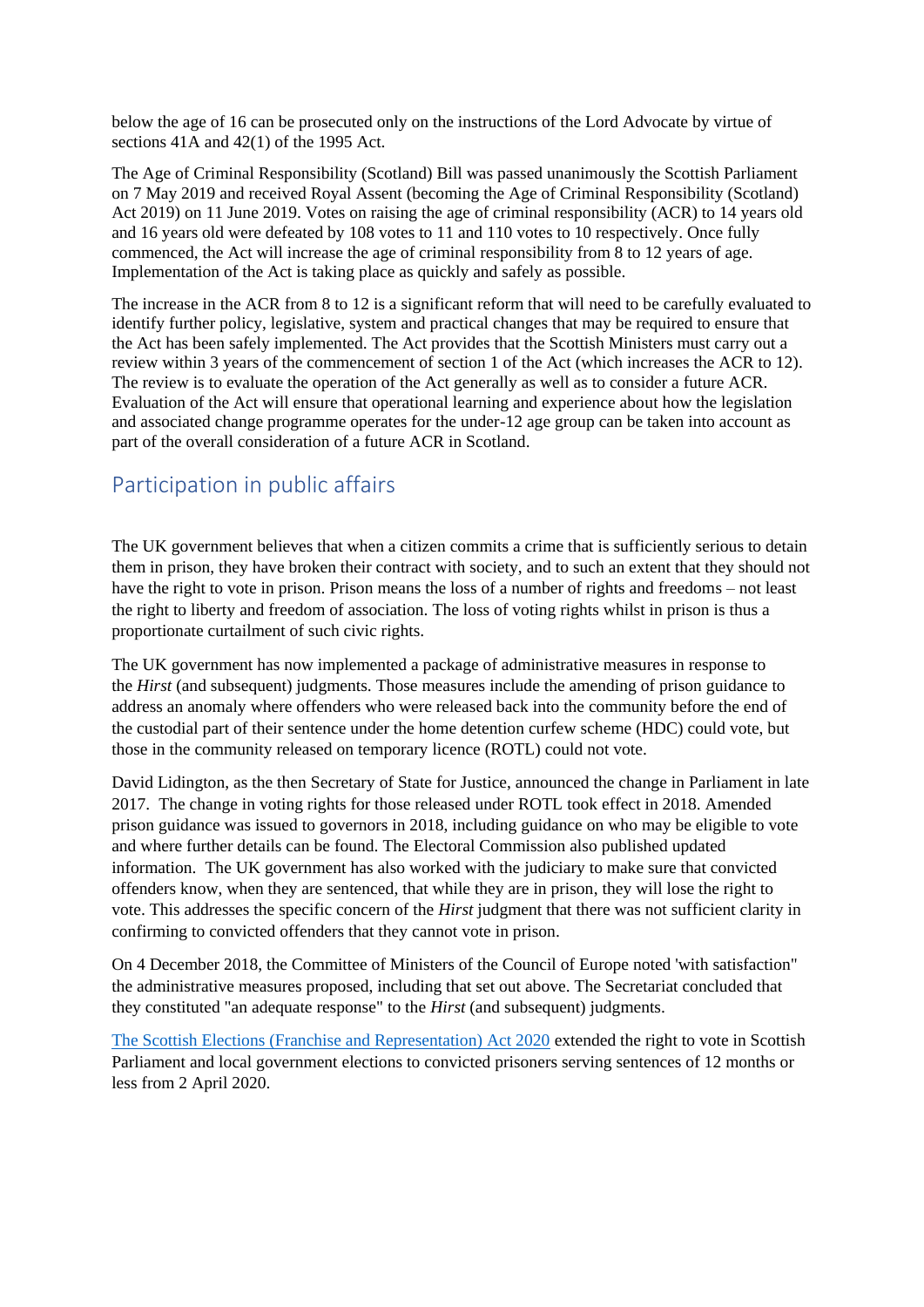below the age of 16 can be prosecuted only on the instructions of the Lord Advocate by virtue of sections 41A and 42(1) of the 1995 Act.

The Age of Criminal Responsibility (Scotland) Bill was passed unanimously the Scottish Parliament on 7 May 2019 and received Royal Assent (becoming the Age of Criminal Responsibility (Scotland) Act 2019) on 11 June 2019. Votes on raising the age of criminal responsibility (ACR) to 14 years old and 16 years old were defeated by 108 votes to 11 and 110 votes to 10 respectively. Once fully commenced, the Act will increase the age of criminal responsibility from 8 to 12 years of age. Implementation of the Act is taking place as quickly and safely as possible.

The increase in the ACR from 8 to 12 is a significant reform that will need to be carefully evaluated to identify further policy, legislative, system and practical changes that may be required to ensure that the Act has been safely implemented. The Act provides that the Scottish Ministers must carry out a review within 3 years of the commencement of section 1 of the Act (which increases the ACR to 12). The review is to evaluate the operation of the Act generally as well as to consider a future ACR. Evaluation of the Act will ensure that operational learning and experience about how the legislation and associated change programme operates for the under-12 age group can be taken into account as part of the overall consideration of a future ACR in Scotland.

## Participation in public affairs

The UK government believes that when a citizen commits a crime that is sufficiently serious to detain them in prison, they have broken their contract with society, and to such an extent that they should not have the right to vote in prison. Prison means the loss of a number of rights and freedoms – not least the right to liberty and freedom of association. The loss of voting rights whilst in prison is thus a proportionate curtailment of such civic rights.

The UK government has now implemented a package of administrative measures in response to the *Hirst* (and subsequent) judgments. Those measures include the amending of prison guidance to address an anomaly where offenders who were released back into the community before the end of the custodial part of their sentence under the home detention curfew scheme (HDC) could vote, but those in the community released on temporary licence (ROTL) could not vote.

David Lidington, as the then Secretary of State for Justice, announced the change in Parliament in late 2017. The change in voting rights for those released under ROTL took effect in 2018. Amended prison guidance was issued to governors in 2018, including guidance on who may be eligible to vote and where further details can be found. The Electoral Commission also published updated information. The UK government has also worked with the judiciary to make sure that convicted offenders know, when they are sentenced, that while they are in prison, they will lose the right to vote. This addresses the specific concern of the *Hirst* judgment that there was not sufficient clarity in confirming to convicted offenders that they cannot vote in prison.

On 4 December 2018, the Committee of Ministers of the Council of Europe noted 'with satisfaction" the administrative measures proposed, including that set out above. The Secretariat concluded that they constituted "an adequate response" to the *Hirst* (and subsequent) judgments.

The Scottish Elections (Franchise and Representation) Act 2020 extended the right to vote in Scottish Parliament and local government elections to convicted prisoners serving sentences of 12 months or less from 2 April 2020.